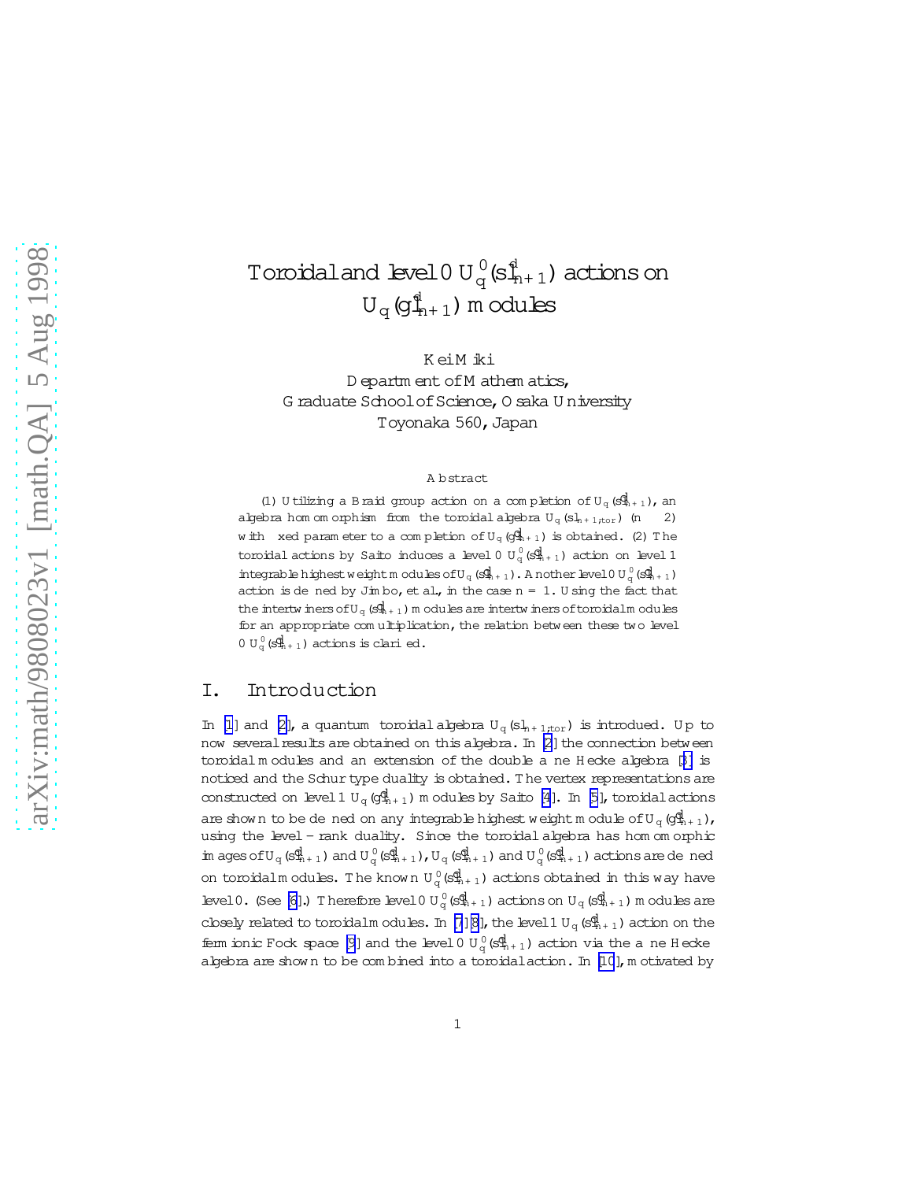# Toroidal and level 0 $U_q^0(\widehat{sl}_{n+1})$ actions on $U_q(\widehat{gl}_{n+1})$ modules

Kei Miki
Department of Mathematics,
Graduate School of Science, Osaka University
Toyonaka 560, Japan

### Abstract

(1) Utilizing a Braid group action on a completion of $U_q(\widehat{sl}_{n+1})$, an algebra homomorphism from the toroidal algebra $U_q(sl_{n+1,tor})$ ($n \geq 2$) with fixed parameter to a completion of $U_q(\widehat{gl}_{n+1})$ is obtained. (2) The toroidal actions by Saito induces a level 0 $U_q^0(\widehat{sl}_{n+1})$ action on level 1 integrable highest weight modules of $U_q(\widehat{sl}_{n+1})$. Another level 0 $U_q^0(\widehat{sl}_{n+1})$ action is defined by Jimbo, et al., in the case $n = 1$. Using the fact that the intertwiners of $U_q(\widehat{sl}_{n+1})$ modules are intertwiners of toroidal modules for an appropriate comultiplication, the relation between these two level 0 $U_q^0(\widehat{sl}_{n+1})$ actions is clarified.

## I. Introduction

In [1] and [2], a quantum toroidal algebra $U_q(sl_{n+1,tor})$ is introduced. Up to now several results are obtained on this algebra. In [2] the connection between toroidal modules and an extension of the double affine Hecke algebra [3] is noticed and the Schur type duality is obtained. The vertex representations are constructed on level 1 $U_q(\widehat{gl}_{n+1})$ modules by Saito [4]. In [5], toroidal actions are shown to be defined on any integrable highest weight module of $U_q(\widehat{gl}_{n+1})$, using the level-rank duality. Since the toroidal algebra has homomorphic images of $U_q(\widehat{sl}_{n+1})$ and $U_q^0(\widehat{sl}_{n+1})$, $U_q(\widehat{sl}_{n+1})$ and $U_q^0(\widehat{sl}_{n+1})$ actions are defined on toroidal modules. The known $U_q^0(\widehat{sl}_{n+1})$ actions obtained in this way have level 0. (See [6].) Therefore level 0 $U_q^0(\widehat{sl}_{n+1})$ actions on $U_q(\widehat{sl}_{n+1})$ modules are closely related to toroidal modules. In [7][8], the level 1 $U_q(\widehat{sl}_{n+1})$ action on the fermionic Fock space [9] and the level 0 $U_q^0(\widehat{sl}_{n+1})$ action via the affine Hecke algebra are shown to be combined into a toroidal action. In [10], motivated by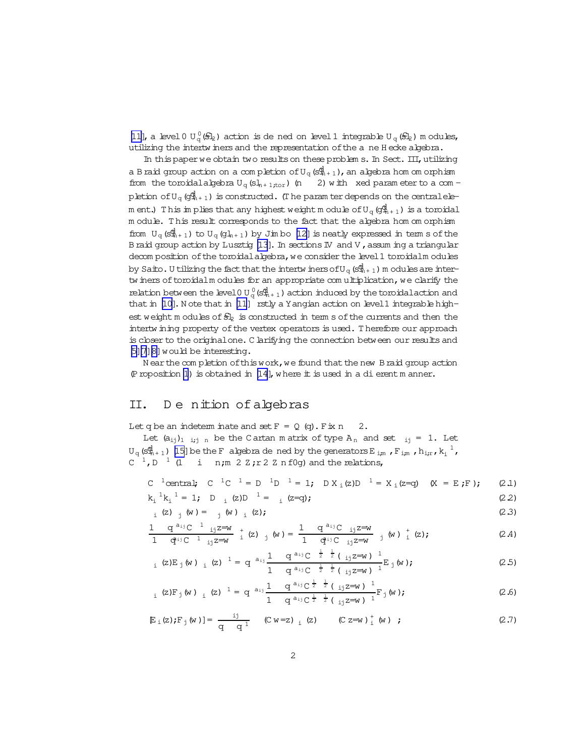[11], a level 0 $U_q^0(\widehat{\mathfrak{sl}}_2)$ action is defined on level 1 integrable $U_q(\widehat{\mathfrak{sl}}_2)$ modules, utilizing the intertwiners and the representation of the affine Hecke algebra.

In this paper we obtain two results on these problems. In Sect. III, utilizing a Braid group action on a completion of $U_q(\widehat{\mathfrak{sl}}_{n+1})$, an algebra homomorphism from the toroidal algebra $U_q(\mathfrak{sl}_{n+1,tor})$ $(n \geq 2)$ with fixed parameter to a completion of $U_q(\widehat{\mathfrak{gl}}_{n+1})$ is constructed. (The paramter depends on the central element.) This implies that any highest weight module of $U_q(\widehat{\mathfrak{gl}}_{n+1})$ is a toroidal module. This result corresponds to the fact that the algebra homomorphism from $U_q(\widehat{\mathfrak{sl}}_{n+1})$ to $U_q(\mathfrak{gl}_{n+1})$ by Jimbo [12] is neatly expressed in terms of the Braid group action by Lusztig [13]. In sections IV and V, assuming a triangular decomposition of the toroidal algebra, we consider the level 1 toroidal modules by Saito. Utilizing the fact that the intertwiners of $U_q(\widehat{\mathfrak{sl}}_{n+1})$ modules are intertwiners of toroidal modules for an appropriate comultiplication, we clarify the relation between the level 0 $U_q^0(\widehat{\mathfrak{sl}}_{n+1})$ action induced by the toroidal action and that in [10]. Note that in [11] firstly a Yangian action on level 1 integrable highest weight modules of $\widehat{\mathfrak{sl}}_2$ is constructed in terms of the currents and then the intertwining property of the vertex operators is used. Therefore our approach is closer to the original one. Clarifying the connection between our results and [5][7][8] would be interesting.

Near the completion of this work, we found that the new Braid group action (Proposition 1) is obtained in [14], where it is used in a different manner.

## II. Definition of algebras

Let $q$ be an indeterminate and set $F = \mathbb{Q}(q)$. Fix $n \geq 2$.

Let $(a_{ij})_{1 \leq i,j \leq n}$ be the Cartan matrix of type $A_n$ and set $\epsilon_{ij} = \pm 1$. Let $U_q(\widehat{\mathfrak{sl}}_{n+1})$ [15] be the $F$ algebra defined by the generators $E_{i,m}$, $F_{i,m}$, $h_{i,r}$, $k_i^{\pm 1}$, $C^{\pm 1}$, $D^{\pm 1}$ $(1 \leq i \leq n; m \in \mathbb{Z}; r \in \mathbb{Z} \setminus \{0\})$ and the relations,

$$C^{\pm 1}\text{central}; \quad C^{\pm 1}C^{\mp 1} = D^{\pm 1}D^{\mp 1} = 1; \quad DX_i(z)D^{-1} = X_i(z/q) \quad (X = E, F); \tag{2.1}$$

$$k_i^{\pm 1}k_i^{\mp 1} = 1; \quad D\psi_i^{\pm}(z)D^{-1} = \psi_i^{\pm}(z/q); \tag{2.2}$$

$$\psi_i^{\pm}(z)\psi_j^{\pm}(w) = \psi_j^{\pm}(w)\psi_i^{\pm}(z); \tag{2.3}$$

$$\frac{1 - q^{a_{ij}}C^{-1}\epsilon_{ij}z/w}{1 - q^{-a_{ij}}C^{-1}\epsilon_{ij}z/w}\psi_i^{+}(z)\psi_j^{-}(w) = \frac{1 - q^{a_{ij}}C\epsilon_{ij}z/w}{1 - q^{-a_{ij}}C\epsilon_{ij}z/w}\psi_j^{-}(w)\psi_i^{+}(z); \tag{2.4}$$

$$\psi_i^{\pm}(z)E_j(w)\psi_i^{\pm}(z)^{-1} = q^{a_{ij}}\frac{1 - q^{-a_{ij}}C^{-\frac{1}{2} \mp \frac{1}{2}}(\epsilon_{ij}z/w)^{\mp 1}}{1 - q^{a_{ij}}C^{-\frac{1}{2} \mp \frac{1}{2}}(\epsilon_{ij}z/w)^{\mp 1}}E_j(w); \tag{2.5}$$

$$\psi_i^{\pm}(z)F_j(w)\psi_i^{\pm}(z)^{-1} = q^{-a_{ij}}\frac{1 - q^{a_{ij}}C^{\frac{1}{2} \mp \frac{1}{2}}(\epsilon_{ij}z/w)^{\mp 1}}{1 - q^{-a_{ij}}C^{\frac{1}{2} \mp \frac{1}{2}}(\epsilon_{ij}z/w)^{\mp 1}}F_j(w); \tag{2.6}$$

$$[E_i(z), F_j(w)] = \frac{\delta_{ij}}{q - q^{-1}}\left(\delta(Cw/z)\psi_i^{-}(z) - \delta(Cz/w)\psi_i^{+}(w)\right); \tag{2.7}$$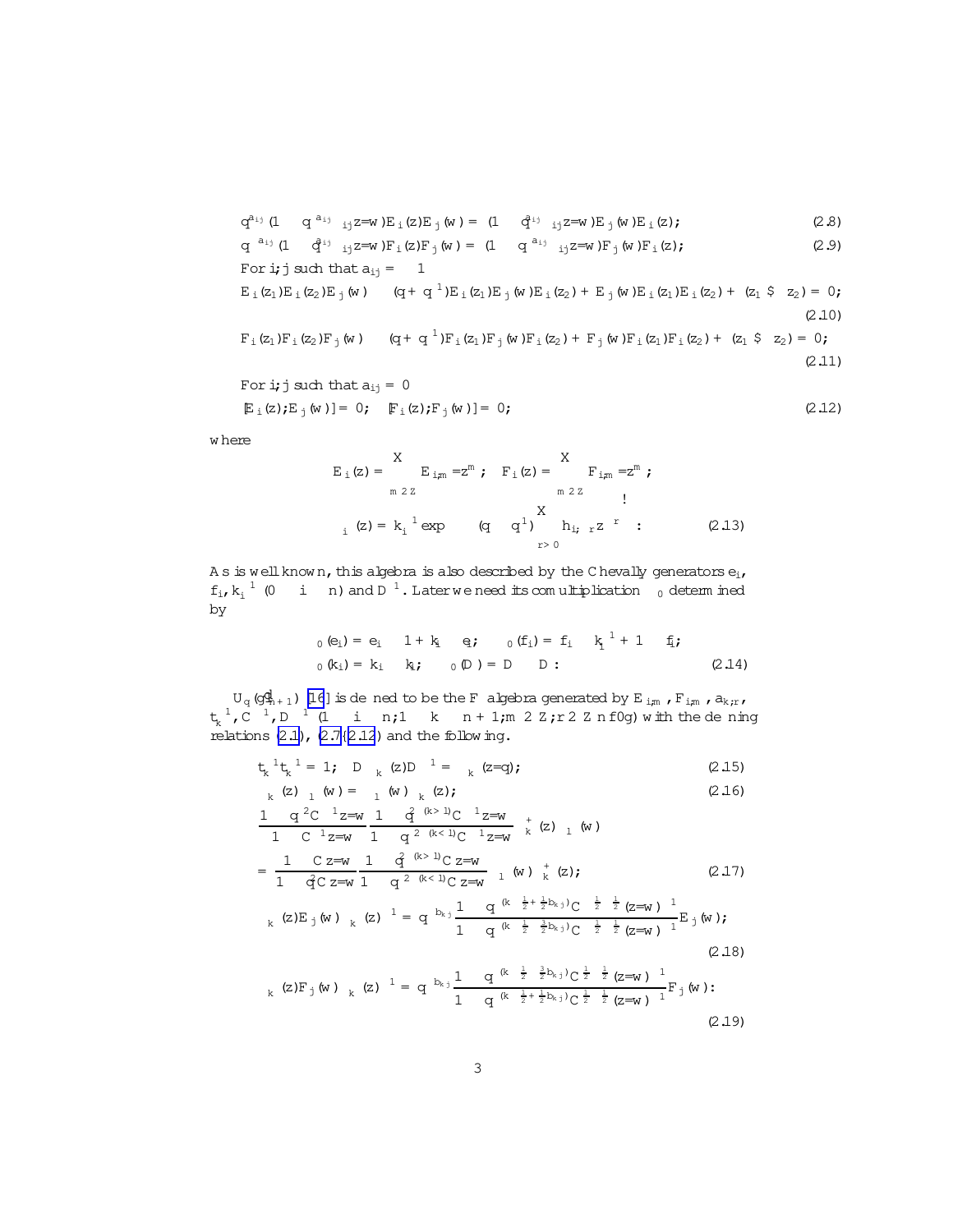$$q^{a_{ij}}(1 - q^{-a_{ij}}\gamma_{ij} z/w) E_i(z) E_j(w) = (1 - q^{a_{ij}}\gamma_{ij} z/w) E_j(w) E_i(z); \tag{2.8}$$

$$q^{-a_{ij}}(1 - q^{a_{ij}}\gamma_{ij} z/w) F_i(z) F_j(w) = (1 - q^{-a_{ij}}\gamma_{ij} z/w) F_j(w) F_i(z); \tag{2.9}$$

For $i,j$ such that $a_{ij} = -1$

$$E_i(z_1)E_i(z_2)E_j(w) - (q + q^{-1})E_i(z_1)E_j(w)E_i(z_2) + E_j(w)E_i(z_1)E_i(z_2) + (z_1 \leftrightarrow z_2) = 0; \tag{2.10}$$

$$F_i(z_1)F_i(z_2)F_j(w) - (q + q^{-1})F_i(z_1)F_j(w)F_i(z_2) + F_j(w)F_i(z_1)F_i(z_2) + (z_1 \leftrightarrow z_2) = 0; \tag{2.11}$$

For $i,j$ such that $a_{ij} = 0$

$$[E_i(z), E_j(w)] = 0; \quad [F_i(z), F_j(w)] = 0; \tag{2.12}$$

where

$$E_i(z) = \sum_{m \in \mathbb{Z}} E_{i,m} z^{-m}; \quad F_i(z) = \sum_{m \in \mathbb{Z}} F_{i,m} z^{-m};$$

$$\psi_i^{\pm}(z) = k_i^{\pm 1} \exp\left(\pm(q - q^{-1}) \sum_{r > 0} h_{i,\pm r} z^{\mp r}\right). \tag{2.13}$$

As is well known, this algebra is also described by the Chevally generators $e_i$, $f_i$, $k_i^{\pm 1}$ $(0 \leq i \leq n)$ and $D^{\pm 1}$. Later we need its comultiplication $\Delta_0$ determined by

$$\Delta_0(e_i) = e_i \otimes 1 + k_i \otimes e_i; \quad \Delta_0(f_i) = f_i \otimes k_i^{-1} + 1 \otimes f_i;$$
$$\Delta_0(k_i) = k_i \otimes k_i; \quad \Delta_0(D) = D \otimes D. \tag{2.14}$$

$U_q(\widehat{gl}_{n+1})$ [16] is defined to be the $\mathbb{F}$ algebra generated by $E_{i,m}$, $F_{i,m}$, $a_{k,r}$, $t_k^{\pm 1}$, $C^{\pm 1}$, $D^{\pm 1}$ $(1 \leq i \leq n; 1 \leq k \leq n+1; m \in \mathbb{Z}; r \in \mathbb{Z} \setminus \{0\})$ with the defining relations (2.1), (2.7)–(2.12) and the following.

$$t_k^{\pm 1} t_k^{\mp 1} = 1; \quad D\,\phi_k^{\pm}(z) D^{-1} = \phi_k^{\pm}(z/q); \tag{2.15}$$

$$\phi_k^{\pm}(z)\phi_l^{\pm}(w) = \phi_l^{\pm}(w)\phi_k^{\pm}(z); \tag{2.16}$$

$$\frac{1 - q^{-2}C^{-1}z/w}{1 - C^{-1}z/w} \frac{1 - q^{2\theta(k>l)}C^{-1}z/w}{1 - q^{-2\theta(k<l)}C^{-1}z/w}\phi_k^{+}(z)\phi_l^{-}(w)$$
$$= \frac{1 - Cz/w}{1 - q^{2}Cz/w} \frac{1 - q^{-2\theta(k>l)}Cz/w}{1 - q^{2\theta(k<l)}Cz/w}\phi_l^{-}(w)\phi_k^{+}(z); \tag{2.17}$$

$$\phi_k^{\pm}(z)E_j(w)\phi_k^{\pm}(z)^{-1} = q^{-b_{kj}} \frac{1 - q^{(k-\frac{1}{2}+\frac{1}{2}b_{kj})}C^{\mp\frac{1}{2}-\frac{1}{2}}(z/w)^{\mp 1}}{1 - q^{(k-\frac{1}{2}-\frac{3}{2}b_{kj})}C^{\mp\frac{1}{2}-\frac{1}{2}}(z/w)^{\mp 1}} E_j(w); \tag{2.18}$$

$$\phi_k^{\pm}(z)F_j(w)\phi_k^{\pm}(z)^{-1} = q^{b_{kj}} \frac{1 - q^{(k-\frac{1}{2}-\frac{3}{2}b_{kj})}C^{\pm\frac{1}{2}-\frac{1}{2}}(z/w)^{\mp 1}}{1 - q^{(k-\frac{1}{2}+\frac{1}{2}b_{kj})}C^{\pm\frac{1}{2}-\frac{1}{2}}(z/w)^{\mp 1}} F_j(w). \tag{2.19}$$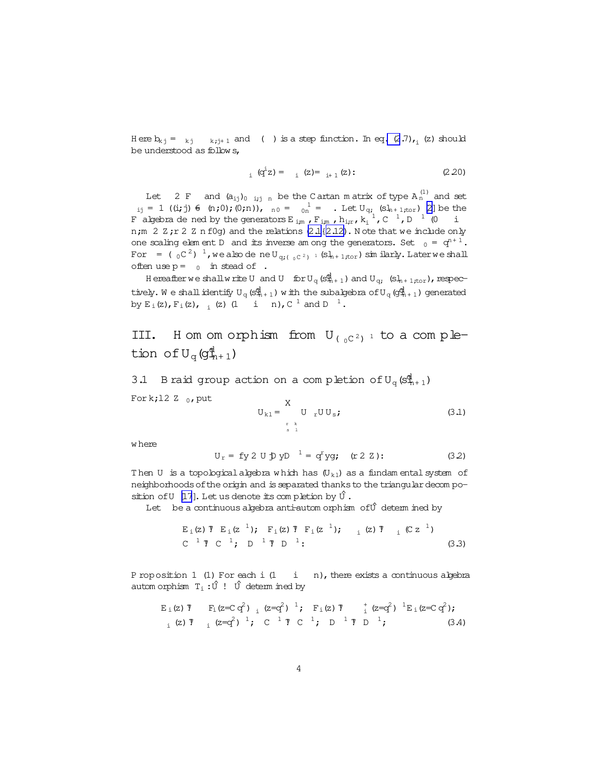Here $b_{kj} = \delta_{kj} - \delta_{k,j+1}$ and $\theta(\cdot)$ is a step function. In eq. (2.7), $\psi_i(z)$ should be understood as follows,

$$\psi_i(q^i z) = \psi_i(z)/\psi_{i+1}(z). \tag{2.20}$$

Let $\kappa \in F^\times$ and $(a_{ij})_{0\le i,j\le n}$ be the Cartan matrix of type $A_n^{(1)}$ and set $\kappa_{ij} = 1$ $((i,j) \ne (n,0),(0,n))$, $\kappa_{n0} = \kappa_{0n}^{-1} = \kappa$. Let $U_{q,\kappa}(sl_{n+1,tor})$ [2] be the $F$ algebra defined by the generators $E_{i,m}$, $F_{i,m}$, $h_{i,r}$, $k_i^{\pm 1}$, $C^{\pm 1}$, $D^{\pm 1}$ $(0 \le i \le n, m \in \mathbb{Z}, r \in \mathbb{Z}\setminus\{0\})$ and the relations (2.1)–(2.12). Note that we include only one scaling element $D$ and its inverse among the generators. Set $\kappa_0 = q^{n+1}$. For $\kappa = (\kappa_0 C^2)^{-1}$, we also define $U_{q,(\kappa_0 C^2)^{-1}}(sl_{n+1,tor})$ similarly. Later we shall often use $p = \kappa_0\kappa$ instead of $\kappa$.

Hereafter we shall write $U$ and $U_\kappa$ for $U_q(\widehat{sl}_{n+1})$ and $U_{q,\kappa}(sl_{n+1,tor})$, respectively. We shall identify $U_q(\widehat{sl}_{n+1})$ with the subalgebra of $U_q(\widehat{gl}_{n+1})$ generated by $E_i(z)$, $F_i(z)$, $\psi_i^\pm(z)$ $(1 \le i \le n)$, $C^{\pm 1}$ and $D^{\pm 1}$.

# III. Homomorphism from $U_{(\kappa_0 C^2)^{-1}}$ to a completion of $U_q(\widehat{gl}_{n+1})$

## 3.1 Braid group action on a completion of $U_q(\widehat{sl}_{n+1})$

For $k, l \in \mathbb{Z}_{\ge 0}$, put

$$U_{kl} = \sum_{\substack{r \ge k \\ s \ge l}} U_{-r} U U_s, \tag{3.1}$$

where

$$U_r = \{y \in U \,|\, DyD^{-1} = q^r y\} \quad (r \in \mathbb{Z}). \tag{3.2}$$

Then $U$ is a topological algebra which has $(U_{kl})$ as a fundamental system of neighborhoods of the origin and is separated thanks to the triangular decomposition of $U$ [17]. Let us denote its completion by $\hat{U}$.

Let $\eta$ be a continuous algebra anti-automorphism of $\hat{U}$ determined by

$$\begin{aligned}
&E_i(z) \mapsto E_i(z^{-1}); \quad F_i(z) \mapsto F_i(z^{-1}); \quad \psi_i^\pm(z) \mapsto \psi_i^\mp(Cz^{-1}) \\
&C^{\pm 1} \mapsto C^{\pm 1}; \quad D^{\pm 1} \mapsto D^{\mp 1}.
\end{aligned} \tag{3.3}$$

**Proposition 1** (1) For each $i$ $(1 \le i \le n)$, there exists a continuous algebra automorphism $T_i : \hat{U} \to \hat{U}$ determined by

$$\begin{aligned}
&E_i(z) \mapsto -F_i(z/Cq^2)\psi_i^-(z/q^2)^{-1}; \quad F_i(z) \mapsto -\psi_i^+(z/q^2)^{-1}E_i(z/Cq^2); \\
&\psi_i^\pm(z) \mapsto \psi_i^\pm(z/q^2)^{-1}; \quad C^{\pm 1} \mapsto C^{\pm 1}; \quad D^{\pm 1} \mapsto D^{\pm 1};
\end{aligned} \tag{3.4}$$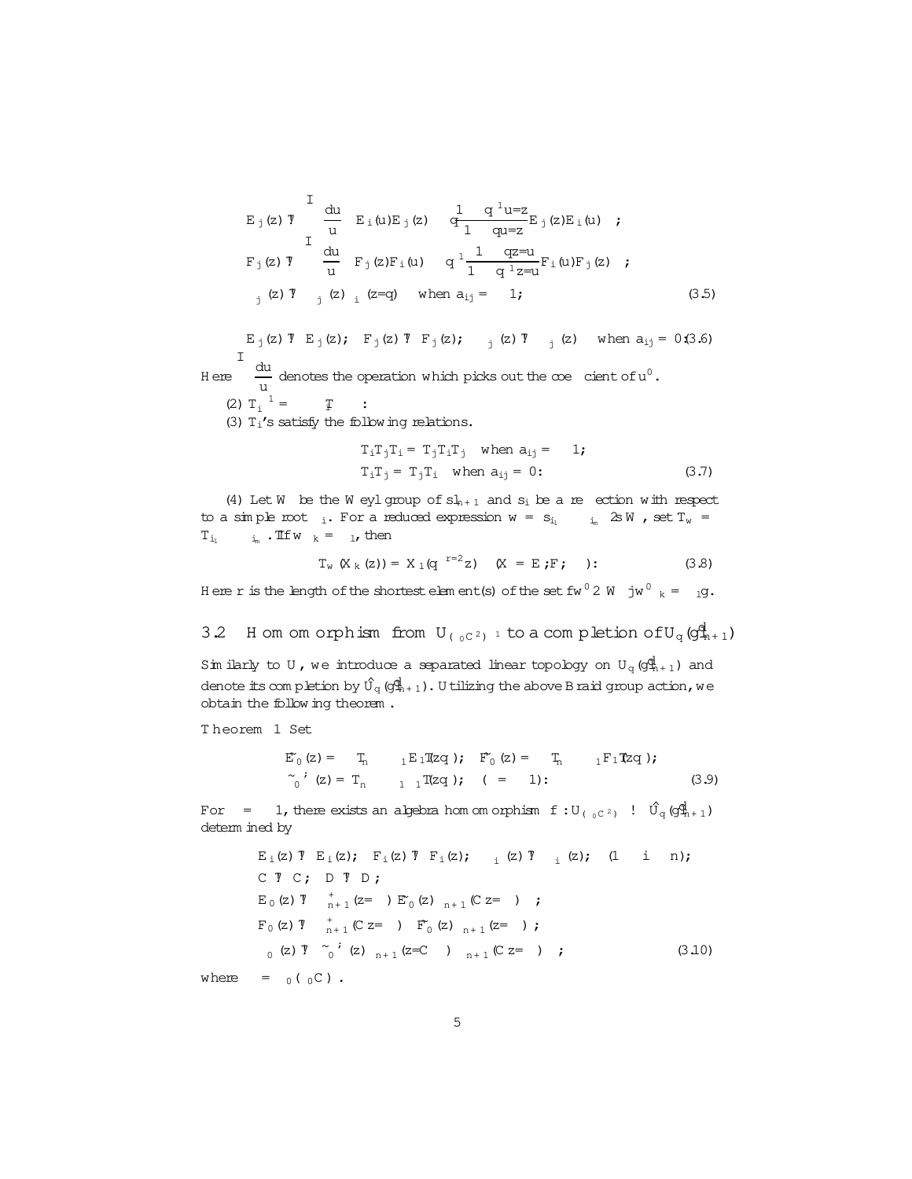$$E_j(z) \mapsto \oint \frac{du}{u}\left(E_i(u)E_j(z) - q^{-1}\frac{1-q^{-1}u/z}{1-qu/z}E_j(z)E_i(u)\right);$$

$$F_j(z) \mapsto \oint \frac{du}{u}\left(F_j(z)F_i(u) - q^{-1}\frac{1-qz/u}{1-q^{-1}z/u}F_i(u)F_j(z)\right);$$

$$\psi_j^{\pm}(z) \mapsto \psi_j^{\pm}(z)\psi_i^{\pm}(z/q) \quad \text{when } a_{ij} = -1; \tag{3.5}$$

$$E_j(z) \mapsto E_j(z); \quad F_j(z) \mapsto F_j(z); \quad \psi_j^{\pm}(z) \mapsto \psi_j^{\pm}(z) \quad \text{when } a_{ij} = 0. \tag{3.6}$$

Here $\oint \frac{du}{u}$ denotes the operation which picks out the coefficient of $u^0$.

(2) $T_i^{-1} = \Omega T_i \Omega$.

(3) $T_i$'s satisfy the following relations.

$$T_iT_jT_i = T_jT_iT_j \quad \text{when } a_{ij} = -1;$$
$$T_iT_j = T_jT_i \quad \text{when } a_{ij} = 0. \tag{3.7}$$

(4) Let $W$ be the Weyl group of $sl_{n+1}$ and $s_i$ be a reflection with respect to a simple root $\alpha_i$. For a reduced expression $w = s_{i_1}\cdots s_{i_m} \in W$, set $T_w = T_{i_1}\cdots T_{i_m}$. If $w\alpha_k = \alpha_l$, then

$$T_w(X_k(z)) = X_l((-q)^{-r/2}z) \quad (X = E, F, \psi^{\pm}). \tag{3.8}$$

Here $r$ is the length of the shortest element(s) of the set $\{w' \in W \mid w'\alpha_k = \alpha_l\}$.

## 3.2 Homomorphism from $U_{(\kappa_0 C^2)^{-1}}$ to a completion of $U_q(\widehat{gl}_{n+1})$

Similarly to $U$, we introduce a separated linear topology on $U_q(\widehat{gl}_{n+1})$ and denote its completion by $\hat{U}_q(\widehat{gl}_{n+1})$. Utilizing the above Braid group action, we obtain the following theorem.

**Theorem 1** Set

$$\tilde{E}_0(z) = T_n\cdots T_2 E_1((-q)^{-1}zq^{\lambda}); \quad \tilde{F}_0(z) = T_n\cdots T_2 F_1((-q)^{-1}zq^{\lambda});$$
$$\tilde{\psi}_0^{\pm;\lambda}(z) = T_n\cdots T_2\psi_1^{\pm}((-q)^{-1}zq^{\lambda}); \quad (\lambda = \pm 1). \tag{3.9}$$

For $\lambda = \pm 1$, there exists an algebra homomorphism $f : U_{(\kappa_0 C^2)^{-1}} \to \hat{U}_q(\widehat{gl}_{n+1})$ determined by

$$E_i(z) \mapsto E_i(z); \quad F_i(z) \mapsto F_i(z); \quad \psi_i^{\pm}(z) \mapsto \psi_i^{\pm}(z); \quad (1 \le i \le n);$$
$$C \mapsto C; \quad D \mapsto D;$$
$$E_0(z) \mapsto \left(\Lambda_{n+1}^{+}(z/\gamma)\tilde{E}_0(z)\Lambda_{n+1}^{-}(Cz/\gamma)\right)^{\lambda};$$
$$F_0(z) \mapsto \left(\Lambda_{n+1}^{+}(Cz/\gamma)\tilde{F}_0(z)\Lambda_{n+1}^{-}(z/\gamma)\right)^{\lambda};$$
$$\psi_0^{\pm}(z) \mapsto \left(\tilde{\psi}_0^{\pm;\lambda}(z)\Lambda_{n+1}^{\mp}(z/C^{\pm}\gamma)\Lambda_{n+1}^{\mp}(C^{\mp}z/\gamma)\right)^{\lambda}; \tag{3.10}$$

where $\gamma = \kappa_0(\kappa_0 C)^{\lambda}$.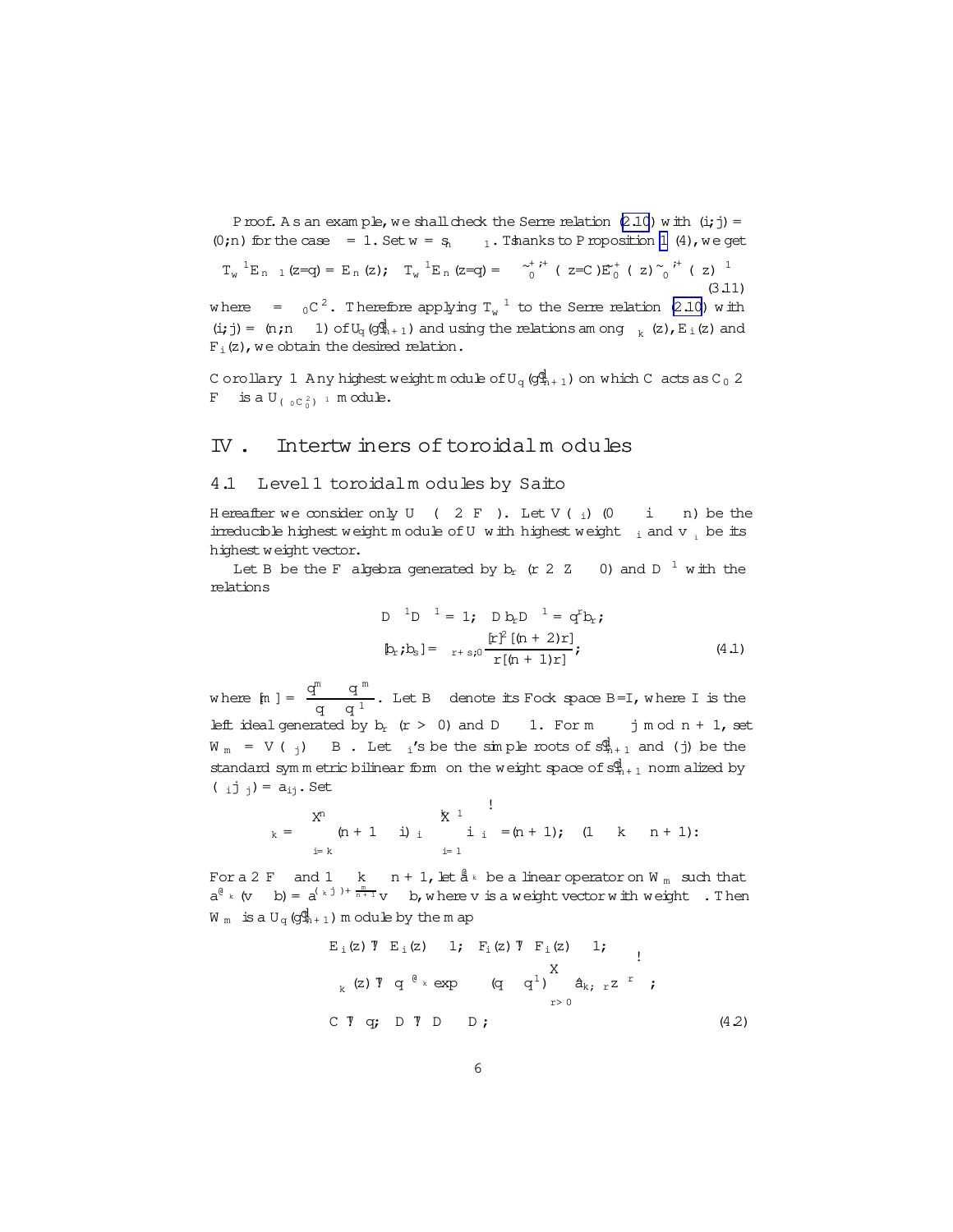*Proof.* As an example, we shall check the Serre relation (2.10) with $(i,j) = (0,n)$ for the case $\epsilon = 1$. Set $w = s_n \cdots s_1$. Thanks to Proposition 1 (4), we get

$$T_w^{-1}E_{n-1}(z/q) = E_n(z); \quad T_w^{-1}E_n(z/q) = -\tilde{\psi}_0^{+,i+}(\kappa z/C)\tilde{E}_0^{+}(\kappa z)\tilde{\psi}_0^{,i+}(\kappa z)^{-1} \tag{3.11}$$

where $\kappa = \kappa_0 C^2$. Therefore applying $T_w^{-1}$ to the Serre relation (2.10) with $(i,j) = (n,n-1)$ of $U_q(\widehat{gl}_{n+1})$ and using the relations among $\psi_k(z)$, $E_i(z)$ and $F_i(z)$, we obtain the desired relation.

**Corollary 1** Any highest weight module of $U_q(\widehat{gl}_{n+1})$ on which $C$ acts as $C_0 \in F$ is a $U_{(\kappa_0 C_0^2)^{-1}}$ module.

# IV. Intertwiners of toroidal modules

## 4.1 Level 1 toroidal modules by Saito

Hereafter we consider only $U$ $(\kappa \in F)$. Let $V(\Lambda_i)$ $(0 \le i \le n)$ be the irreducible highest weight module of $U$ with highest weight $\Lambda_i$ and $v_{\Lambda_i}$ be its highest weight vector.

Let $B$ be the $F$ algebra generated by $b_r$ $(r \in \mathbb{Z}_{\neq 0})$ and $D^{\pm 1}$ with the relations

$$D^{-1}D^{-1} = 1; \quad Db_rD^{-1} = q^r b_r;$$
$$[b_r, b_s] = \delta_{r+s,0}\frac{[r]^2[(n+2)r]}{r[(n+1)r]}; \tag{4.1}$$

where $[m] = \dfrac{q^m - q^{-m}}{q - q^{-1}}$. Let $B^-$ denote its Fock space $B/I$, where $I$ is the left ideal generated by $b_r$ $(r > 0)$ and $D - 1$. For $m \equiv j \bmod n+1$, set $W_m = V(\Lambda_j) \otimes B^-$. Let $\alpha_i$'s be the simple roots of $\widehat{sl}_{n+1}$ and $(\cdot|\cdot)$ be the standard symmetric bilinear form on the weight space of $\widehat{sl}_{n+1}$ normalized by $(\alpha_i|\alpha_j) = a_{ij}$. Set

$$\bar{\Lambda}_k = \left(\sum_{i=k}^{n}(n+1-i)\alpha_i - \sum_{i=1}^{k-1} i\,\alpha_i\right)\Big/(n+1); \quad (1 \le k \le n+1):$$

For $a \in F$ and $1 \le k \le n+1$, let $a^{\partial_{\bar{\Lambda}_k}}$ be a linear operator on $W_m$ such that $a^{\partial_{\bar{\Lambda}_k}}(v \otimes b) = a^{(\bar{\Lambda}_k|\lambda)+\frac{m}{n+1}}v \otimes b$, where $v$ is a weight vector with weight $\lambda$. Then $W_m$ is a $U_q(\widehat{gl}_{n+1})$ module by the map

$$E_i(z) \mapsto E_i(z) \otimes 1; \quad F_i(z) \mapsto F_i(z) \otimes 1;$$
$$\psi_k(z) \mapsto q^{\partial_{\bar{\Lambda}_k}} \exp\left(\pm(q - q^{-1})\sum_{r>0} \hat{a}_{k,\pm r} z^{\mp r}\right);$$
$$C \mapsto q; \quad D \mapsto D \otimes D; \tag{4.2}$$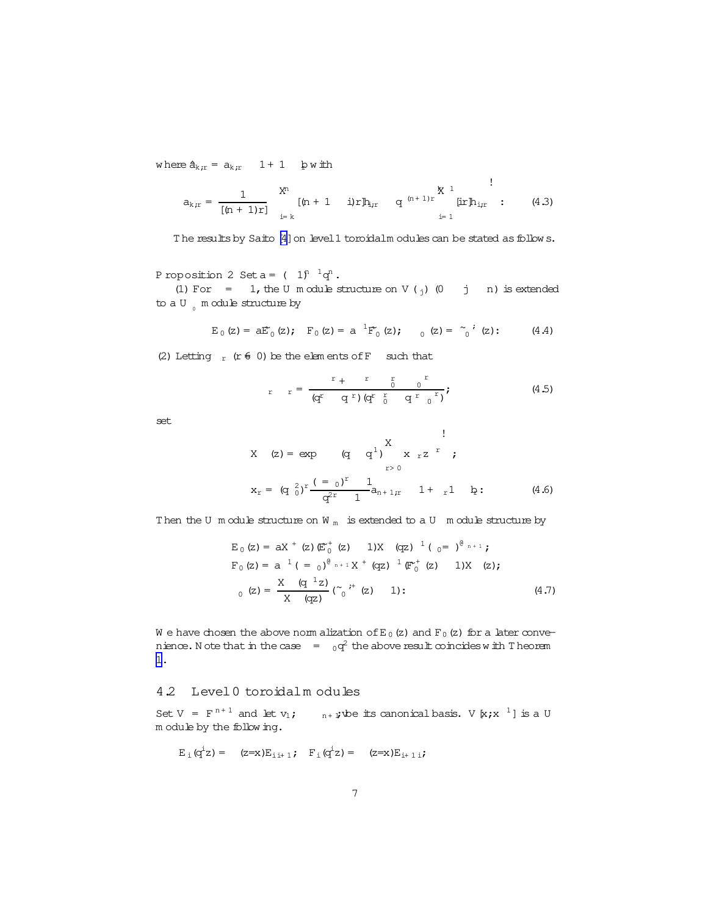where $\hat{a}_{k,r} = a_{k,r} \otimes 1 + 1 \otimes b_{r}$ with

$$a_{k,r} = \frac{1}{[(n+1)r]}\left(\sum_{i=k}^{n}[(n+1-i)r]h_{i,r} - q^{(n+1)r}\sum_{i=1}^{k-1}[ir]h_{i,r}\right). \qquad (4.3)$$

The results by Saito [4] on level 1 toroidal modules can be stated as follows.

**Proposition 2** Set $a = (-1)^{n-1}q^{n}$.

(1) For $\kappa = 1$, the $U'$ module structure on $V(\Lambda_j)$ $(0 \leq j \leq n)$ is extended to a $U_{\kappa_0}$ module structure by

$$E_0(z) = a\tilde{E}_0(z), \quad F_0(z) = a^{-1}\tilde{F}_0(z), \quad \psi_0^{\pm}(z) = \tilde{\psi}_0^{\pm}(z). \qquad (4.4)$$

(2) Letting $\gamma_r$ $(r \neq 0)$ be the elements of $F$ such that

$$\gamma_r\gamma_{-r} = \frac{\kappa^r + \kappa^{-r} - \kappa_0^r - \kappa_0^{-r}}{(q^r - q^{-r})(q^r\kappa_0^r - q^{-r}\kappa_0^{-r})}, \qquad (4.5)$$

set

$$X^{\pm}(z) = \exp\left(\mp(q - q^{-1})\sum_{r>0}x_{\pm r}z^{\mp r}\right),$$

$$x_r = (q\kappa_0^{2})^{r}\frac{(\kappa/\kappa_0)^r - 1}{q^{2r}-1}\hat{a}_{n+1,r} \otimes 1 + \gamma_r 1 \otimes b_r. \qquad (4.6)$$

Then the $U'$ module structure on $W_m$ is extended to a $U_{\kappa}$ module structure by

$$E_0(z) = aX^{+}(z)(\tilde{E}_0^{+}(z) \otimes 1)X^{-}(qz)^{-1}(\kappa_0/\kappa)^{\partial_{n+1}},$$
$$F_0(z) = a^{-1}(\kappa/\kappa_0)^{\partial_{n+1}}X^{+}(qz)^{-1}(\tilde{F}_0^{+}(z) \otimes 1)X^{-}(z),$$
$$\psi_0^{\pm}(z) = \frac{X^{\mp}(q^{-1}z)}{X^{\mp}(qz)}(\tilde{\psi}_0^{\pm,+}(z) \otimes 1). \qquad (4.7)$$

We have chosen the above normalization of $E_0(z)$ and $F_0(z)$ for a later convenience. Note that in the case $\kappa = \kappa_0 q^2$ the above result coincides with Theorem 1.

## 4.2 Level 0 toroidal modules

Set $V = F^{n+1}$ and let $v_1, \cdots, v_{n+1}$ be its canonical basis. $V[x, x^{-1}]$ is a $U'$ module by the following.

$$E_i(q^i z) = \delta(z/x)E_{i\,i+1}, \quad F_i(q^i z) = \delta(z/x)E_{i+1\,i},$$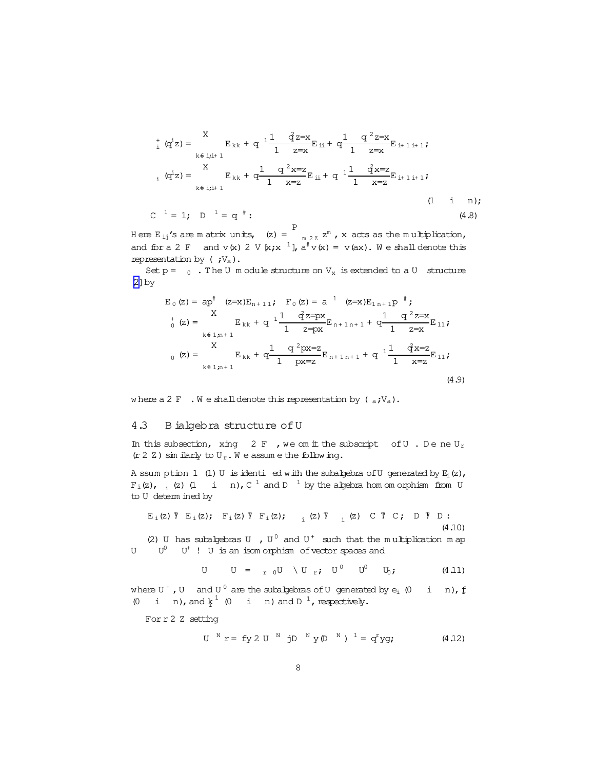$$\psi_i^+(q^i z) = \sum_{k \neq i, i+1} E_{kk} + q^{-1} \frac{1 - q^2 z/x}{1 - z/x} E_{ii} + q \frac{1 - q^{-2} z/x}{1 - z/x} E_{i+1\, i+1};$$

$$\psi_i^-(q^i z) = \sum_{k \neq i, i+1} E_{kk} + q \frac{1 - q^{-2} x/z}{1 - x/z} E_{ii} + q^{-1} \frac{1 - q^2 x/z}{1 - x/z} E_{i+1\, i+1};$$

$$(1 \leq i \leq n);$$

$$C^{\pm 1} = 1; \quad D^{\pm 1} = q^{\pm \#}: \tag{4.8}$$

Here $E_{ij}$'s are matrix units, $\delta(z) = \sum_{m \in \mathbb{Z}} z^m$, $x$ acts as the multiplication, and for $a \in F^{\times}$ and $v(x) \in V[x, x^{-1}]$, $a^{\#} v(x) = v(ax)$. We shall denote this representation by $(\pi; V_x)$.

Set $p = \kappa_0$. The $U$ module structure on $V_x$ is extended to a $U^{\wedge}$ structure [2] by

$$E_0(z) = a p^{\#} \delta(z/x) E_{n+1\, 1}; \quad F_0(z) = a^{-1} \delta(z/x) E_{1\, n+1} p^{-\#};$$

$$\psi_0^+(z) = \sum_{k \neq 1, n+1} E_{kk} + q^{-1} \frac{1 - q^2 z/px}{1 - z/px} E_{n+1\, n+1} + q \frac{1 - q^{-2} z/x}{1 - z/x} E_{11};$$

$$\psi_0^-(z) = \sum_{k \neq 1, n+1} E_{kk} + q \frac{1 - q^{-2} px/z}{1 - px/z} E_{n+1\, n+1} + q^{-1} \frac{1 - q^2 x/z}{1 - x/z} E_{11};$$

$$\tag{4.9}$$

where $a \in F^{\times}$. We shall denote this representation by $(\pi_a; V_a)$.

## 4.3 Bialgebra structure of $U^{\wedge}$

In this subsection, fixing $\kappa \in F^{\times}$, we omit the subscript $\kappa$ of $U^{\wedge}_{\kappa}$. Define $U^{\wedge}_r$ $(r \in \mathbb{Z})$ similarly to $U_r$. We assume the following.

**Assumption 1** (1) $U$ is identified with the subalgebra of $U^{\wedge}$ generated by $E_i(z)$, $F_i(z)$, $\psi_i^{\pm}(z)$ $(1 \leq i \leq n)$, $C^{\pm 1}$ and $D^{\pm 1}$ by the algebra homomorphism from $U$ to $U^{\wedge}$ determined by

$$E_i(z) \mapsto E_i(z); \quad F_i(z) \mapsto F_i(z); \quad \psi_i^{\pm}(z) \mapsto \psi_i^{\pm}(z) \quad C \mapsto C; \quad D \mapsto D: \tag{4.10}$$

(2) $U^{\wedge}$ has subalgebras $U^{\wedge -}$, $U^{\wedge 0}$ and $U^{\wedge +}$ such that the multiplication map $U^{\wedge -} \otimes U^{\wedge 0} \otimes U^{\wedge +} \to U^{\wedge}$ is an isomorphism of vector spaces and

$$U^{\wedge \pm} \supset U^{\pm} = \oplus_{\pm r \geq 0} U^{\pm} \cap U^{\wedge}_r; \quad U^{\wedge 0} \supset U^0 \otimes U_0; \tag{4.11}$$

where $U^{+}$, $U^{-}$ and $U^{0}$ are the subalgebras of $U^{\wedge}$ generated by $e_i$ $(0 \leq i \leq n)$, $f_i$ $(0 \leq i \leq n)$, and $k_i^{\pm 1}$ $(0 \leq i \leq n)$ and $D^{\pm 1}$, respectively.

For $r \in \mathbb{Z}$ setting

$$U^{\wedge \otimes N}_r = \{ y \in U^{\wedge \otimes N} \mid D^{\otimes N} y (D^{\otimes N})^{-1} = q^r y \}; \tag{4.12}$$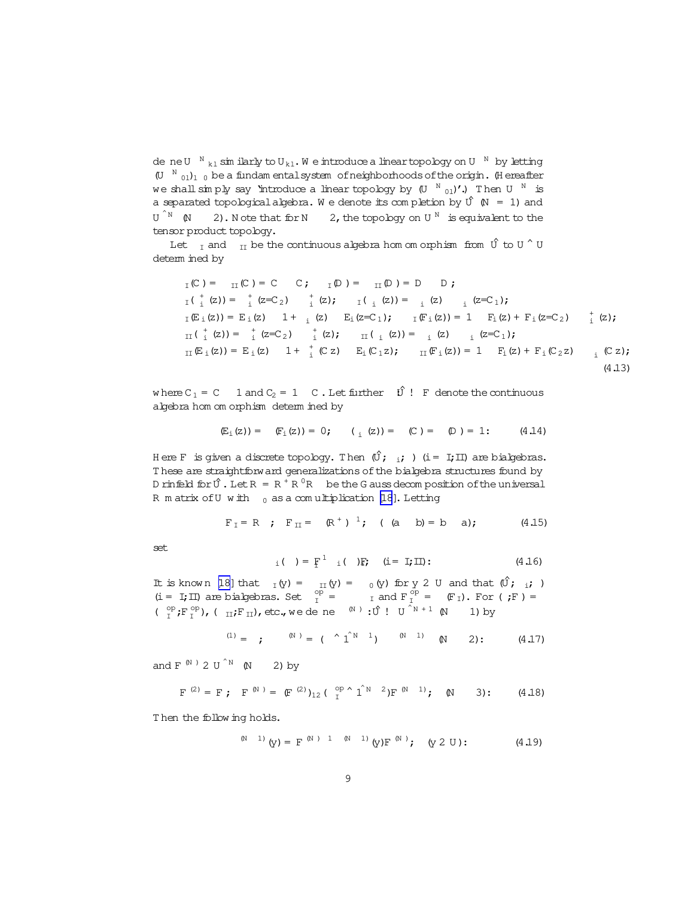define $U^{\otimes N}{}_{kl}$ similarly to $U_{kl}$. We introduce a linear topology on $U^{\otimes N}$ by letting $(U^{\otimes N}{}_{0l})_{l\geq 0}$ be a fundamental system of neighborhoods of the origin. (Hereafter we shall simply say 'introduce a linear topology by $(U^{\otimes N}{}_{0l})$'.) Then $U^{\otimes N}$ is a separated topological algebra. We denote its completion by $\hat{U}$ $(N = 1)$ and $U^{\hat{\otimes} N}$ $(N \geq 2)$. Note that for $N \geq 2$, the topology on $U^{\otimes N}$ is equivalent to the tensor product topology.

Let $\Delta_I$ and $\Delta_{II}$ be the continuous algebra homomorphism from $\hat{U}$ to $U \hat{\otimes} U$ determined by

$$
\begin{aligned}
&\Delta_I(C) = \Delta_{II}(C) = C \otimes C; \quad \Delta_I(D) = \Delta_{II}(D) = D \otimes D;\\
&\Delta_I(\psi_i^+(z)) = \psi_i^+(z/C_2) \otimes \psi_i^+(z); \quad \Delta_I(\psi_i^-(z)) = \psi_i^-(z) \otimes \psi_i^-(z/C_1);\\
&\Delta_I(E_i(z)) = E_i(z) \otimes 1 + \psi_i^-(z) \otimes E_i(z/C_1); \quad \Delta_I(F_i(z)) = 1 \otimes F_i(z) + F_i(z/C_2) \otimes \psi_i^+(z);\\
&\Delta_{II}(\psi_i^+(z)) = \psi_i^+(z/C_2) \otimes \psi_i^+(z); \quad \Delta_{II}(\psi_i^-(z)) = \psi_i^-(z) \otimes \psi_i^-(z/C_1);\\
&\Delta_{II}(E_i(z)) = E_i(z) \otimes 1 + \psi_i^+(Cz) \otimes E_i(C_1 z); \quad \Delta_{II}(F_i(z)) = 1 \otimes F_i(z) + F_i(C_2 z) \otimes \psi_i^-(Cz);
\end{aligned}
\tag{4.13}
$$

where $C_1 = C \otimes 1$ and $C_2 = 1 \otimes C$. Let further $\varepsilon : \hat{U} \to F$ denote the continuous algebra homomorphism determined by

$$
\varepsilon(E_i(z)) = \varepsilon(F_i(z)) = 0; \quad \varepsilon(\psi_i^{\pm}(z)) = \varepsilon(C) = \varepsilon(D) = 1: \tag{4.14}
$$

Here $F$ is given a discrete topology. Then $(\hat{U}; \Delta_i; \varepsilon)$ $(i = I; II)$ are bialgebras. These are straightforward generalizations of the bialgebra structures found by Drinfeld for $\hat{U}$. Let $R = R^+ R^0 R^-$ be the Gauss decomposition of the universal R matrix of $U$ with $\Delta_0$ as a comultiplication [18]. Letting

$$
F_I = R^- ; \quad F_{II} = \sigma(R^+)^{-1}; \quad (\sigma(a \otimes b) = b \otimes a); \tag{4.15}
$$

set

$$
\Delta_i(\cdot) = F_i^{-1} \Delta_i(\cdot) F_i; \quad (i = I; II): \tag{4.16}
$$

It is known [18] that $\Delta_I(y) = \Delta_{II}(y) = \Delta_0(y)$ for $y \in U$ and that $(\hat{U}; \Delta_i; \varepsilon)$ $(i = I; II)$ are bialgebras. Set $\Delta_I^{op} = \sigma \circ \Delta_I$ and $F_I^{op} = \sigma(F_I)$. For $(\Delta; F) = (\Delta_I^{op}; F_I^{op})$, $(\Delta_{II}; F_{II})$, etc., we define $\Delta^{(N)} : \hat{U} \to U^{\hat{\otimes} N+1}$ $(N \geq 1)$ by

$$
\Delta^{(1)} = \Delta; \quad \Delta^{(N)} = (\Delta \hat{\otimes} 1^{\hat{\otimes} N-1}) \circ \Delta^{(N-1)} \quad (N \geq 2): \tag{4.17}
$$

and $F^{(N)} \in U^{\hat{\otimes} N}$ $(N \geq 2)$ by

$$
F^{(2)} = F; \quad F^{(N)} = (F^{(2)})_{12} (\Delta_I^{op} \hat{\otimes} 1^{\hat{\otimes} N-2}) F^{(N-1)}; \quad (N \geq 3): \tag{4.18}
$$

Then the following holds.

$$
\Delta^{(N-1)}(y) = F^{(N)-1} \Delta^{(N-1)}(y) F^{(N)}; \quad (y \in U): \tag{4.19}
$$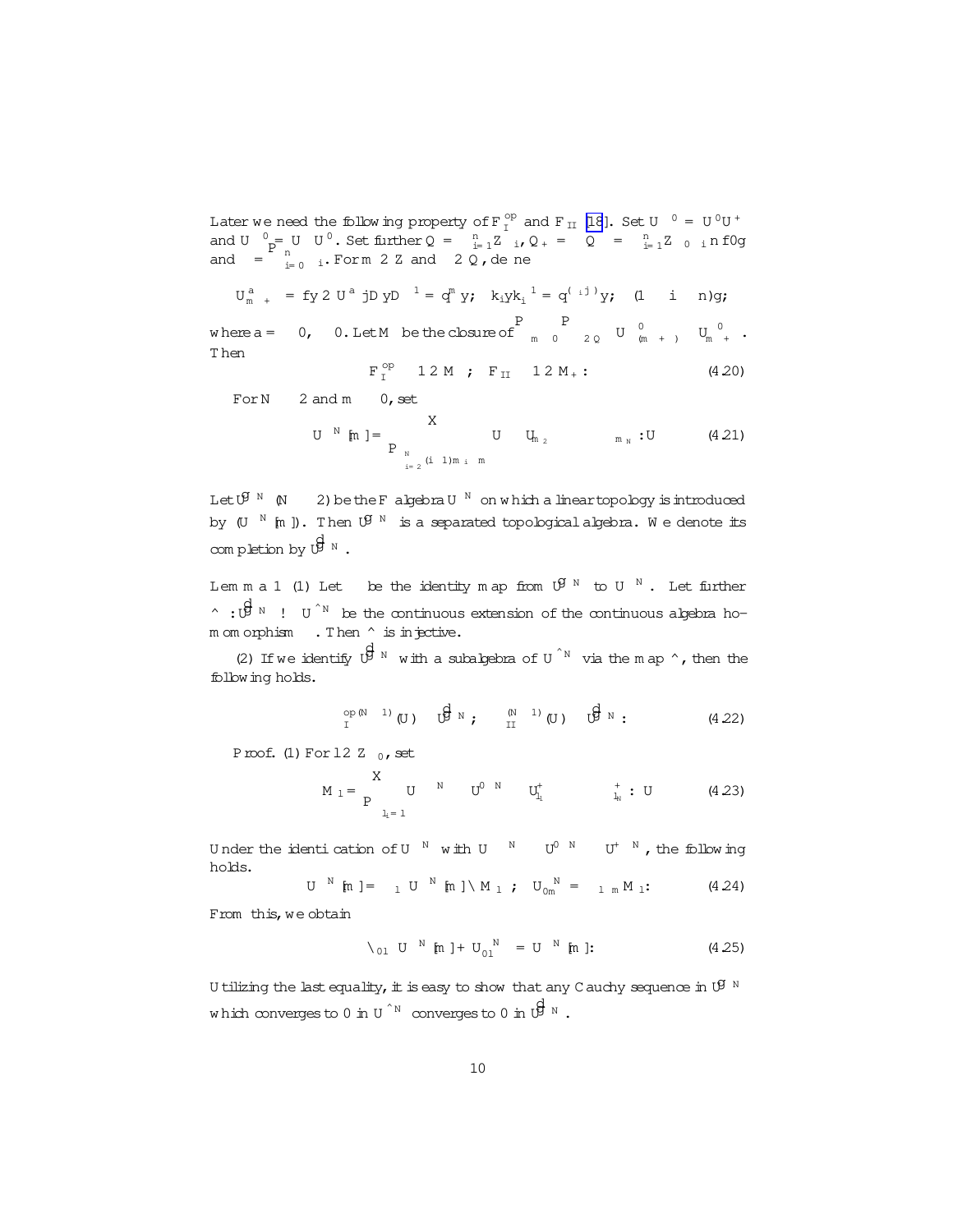Later we need the following property of $F_I^{op}$ and $F_{II}$ [18]. Set $U^{\geq 0} = U^0 U^+$ and $U^{\leq 0} = U^- U^0$. Set further $Q = \sum_{i=1}^n \mathbb{Z}\alpha_i$, $Q_+ = \sum_{i=1}^n \mathbb{Z}_{\geq 0}\alpha_i \setminus \{0\}$ and $\rho = \sum_{i=0}^n \Lambda_i$. For $m \in \mathbb{Z}$ and $\beta \in Q$, define

$$U^a_{m\delta+\beta} = \{y \in U^a \mid DyD^{-1} = q^m y;\ k_i y k_i^{-1} = q^{(\alpha_i|\beta)} y;\ (1 \leq i \leq n)\};$$

where $a = \geq 0, \leq 0$. Let $M_\pm$ be the closure of $\sum_{m\geq 0}\sum_{\beta\in Q} U^{\leq 0}_{-(m\delta+\beta)} \otimes U^{\geq 0}_{m\delta+\beta}$. Then

$$F_I^{op} - 1 \in M_- ;\quad F_{II} - 1 \in M_+ : \tag{4.20}$$

For $N \geq 2$ and $m \geq 0$, set

$$U^{\otimes N}[m] = \sum_{\sum_{i=2}^N (i-1)m_i \geq m} U \otimes U_{m_2\delta} \otimes \cdots \otimes_{m_N\delta} : U \tag{4.21}$$

Let $\widetilde{U}^{\otimes N}$ $(N \geq 2)$ be the F algebra $U^{\otimes N}$ on which a linear topology is introduced by $(U^{\otimes N}[m])$. Then $\widetilde{U}^{\otimes N}$ is a separated topological algebra. We denote its completion by $\widehat{\widetilde{U}}^{\otimes N}$.

**Lemma 1** (1) Let $\iota$ be the identity map from $\widetilde{U}^{\otimes N}$ to $U^{\otimes N}$. Let further $\hat{\iota} : \widehat{\widetilde{U}}^{\otimes N} \to U^{\hat{\otimes} N}$ be the continuous extension of the continuous algebra homomorphism $\iota$. Then $\hat{\iota}$ is injective.

(2) If we identify $\widehat{\widetilde{U}}^{\otimes N}$ with a subalgebra of $U^{\hat{\otimes} N}$ via the map $\hat{\iota}$, then the following holds.

$$\Delta_I^{op(N-1)}(U) \subset \widehat{\widetilde{U}}^{\otimes N};\quad \Delta_{II}^{(N-1)}(U) \subset \widehat{\widetilde{U}}^{\otimes N}: \tag{4.22}$$

Proof. (1) For $l \in \mathbb{Z}_{\geq 0}$, set

$$M_l = \sum_{\sum l_i = l} U^{-\otimes N} \otimes U^{0\otimes N} \otimes U^+_{l_1} \otimes \cdots \otimes^+_{l_N} : U \tag{4.23}$$

Under the identification of $U^{\otimes N}$ with $U^{-\otimes N} \otimes U^{0\otimes N} \otimes U^{+\otimes N}$, the following holds.

$$U^{\otimes N}[m] = \oplus_l U^{\otimes N}[m] \cap M_l ;\quad U_{0m}^{\otimes N} = \oplus_{l\geq m} M_l: \tag{4.24}$$

From this, we obtain

$$\cap_{0l}\left(U^{\otimes N}[m] + U_{0l}^{\otimes N}\right) = U^{\otimes N}[m]: \tag{4.25}$$

Utilizing the last equality, it is easy to show that any Cauchy sequence in $\widetilde{U}^{\otimes N}$ which converges to 0 in $U^{\hat{\otimes} N}$ converges to 0 in $\widehat{\widetilde{U}}^{\otimes N}$.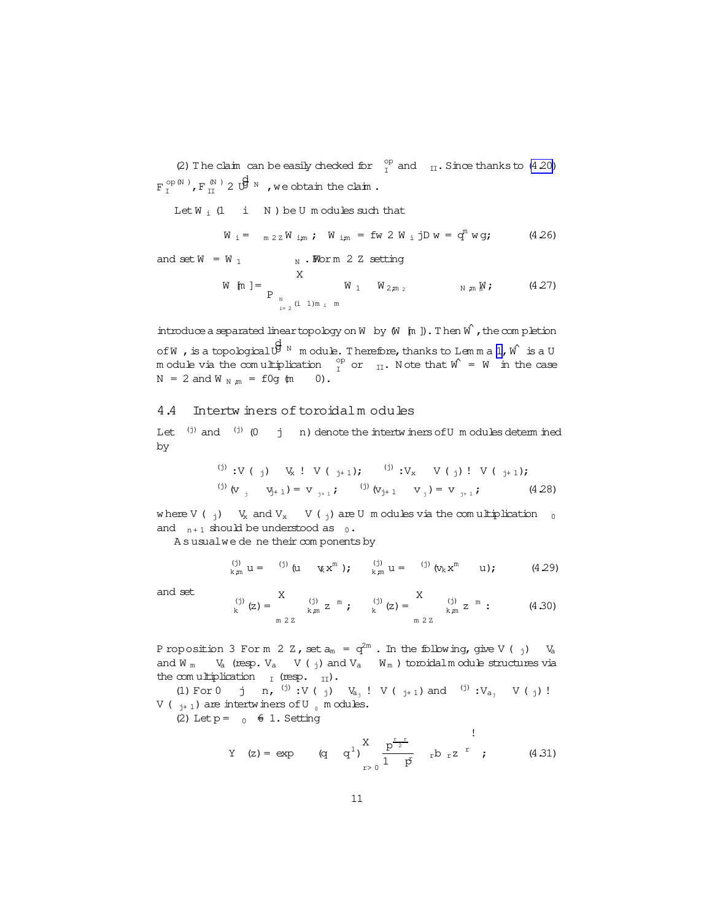(2) The claim can be easily checked for $\Delta_{\rm I}^{\rm op}$ and $\Delta_{\rm II}$. Since thanks to (4.20) $F_{\rm I}^{{\rm op}(N)}, F_{\rm II}^{(N)} \in \widehat{U^{\otimes N}}$, we obtain the claim.

Let $W_i$ $(1 \le i \le N)$ be $U$ modules such that

$$W_i = \bigoplus_{m \in \mathbb{Z}} W_{i,m}; \quad W_{i,m} = \{w \in W_i \mid D w = q^m w\}; \tag{4.26}$$

and set $W = W_1 \otimes \cdots \otimes W_N$. For $m \in \mathbb{Z}$ setting

$$W[m] = \sum_{\sum_{i=2}^{N}(i-1)m_i \ge m} W_1 \otimes W_{2,m_2} \otimes \cdots \otimes W_{N,m_N}; \tag{4.27}$$

introduce a separated linear topology on $W$ by $(W[m])$. Then $\hat{W}$, the completion of $W$, is a topological $\widehat{U^{\otimes N}}$ module. Therefore, thanks to Lemma 1, $\hat{W}$ is a $U$ module via the comultiplication $\Delta_{\rm I}^{\rm op}$ or $\Delta_{\rm II}$. Note that $\hat{W} = W$ in the case $N = 2$ and $W_{N,m} = \{0\}$ $(m \ll 0)$.

## 4.4 Intertwiners of toroidal modules

Let $\Phi^{(j)}$ and $\Psi^{(j)}$ $(0 \le j \le n)$ denote the intertwiners of $U$ modules determined by

$$\Phi^{(j)}: V(\Lambda_j) \to V_x \otimes V(\Lambda_{j+1}); \qquad \Psi^{(j)}: V_x \otimes V(\Lambda_j) \to V(\Lambda_{j+1});$$
$$\Phi^{(j)}(v_{\Lambda_j}) = v_{j+1} \otimes v_{\Lambda_{j+1}}; \qquad \Psi^{(j)}(v_{j+1} \otimes v_{\Lambda_j}) = v_{\Lambda_{j+1}}; \tag{4.28}$$

where $V(\Lambda_j) \otimes V_x$ and $V_x \otimes V(\Lambda_j)$ are $U$ modules via the comultiplication $\Delta_0$ and $\Lambda_{n+1}$ should be understood as $\Lambda_0$.

As usual we define their components by

$$\Phi_{k,m}^{(j)} u = \Phi^{(j)}(u \otimes v_k x^m); \qquad \Psi_{k,m}^{(j)} u = \Psi^{(j)}(v_k x^m \otimes u); \tag{4.29}$$

and set

$$\Phi_k^{(j)}(z) = \sum_{m \in \mathbb{Z}} \Phi_{k,m}^{(j)} z^{-m}; \qquad \Psi_k^{(j)}(z) = \sum_{m \in \mathbb{Z}} \Psi_{k,m}^{(j)} z^{-m}: \tag{4.30}$$

**Proposition 3** For $m \in \mathbb{Z}$, set $a_m = q^{2m}$. In the following, give $V(\Lambda_j) \otimes V_a$ and $W_m \otimes V_a$ (resp. $V_a \otimes V(\Lambda_j)$ and $V_a \otimes W_m$) toroidal module structures via the comultiplication $\Delta_{\rm I}$ (resp. $\Delta_{\rm II}$).

(1) For $0 \le j \le n$, $\Phi^{(j)}: V(\Lambda_j) \otimes V_{a_j} \to V(\Lambda_{j+1})$ and $\Psi^{(j)}: V_{a_j} \otimes V(\Lambda_j) \to V(\Lambda_{j+1})$ are intertwiners of $U_{\kappa_0}$ modules.

(2) Let $p = \kappa_0 \ne 1$. Setting

$$Y(z) = \exp\left(-(q - q^{-1}) \sum_{r>0} \frac{p^{\frac{r}{2}}}{1 - p^r} \, {}_r b_r z^r\right); \tag{4.31}$$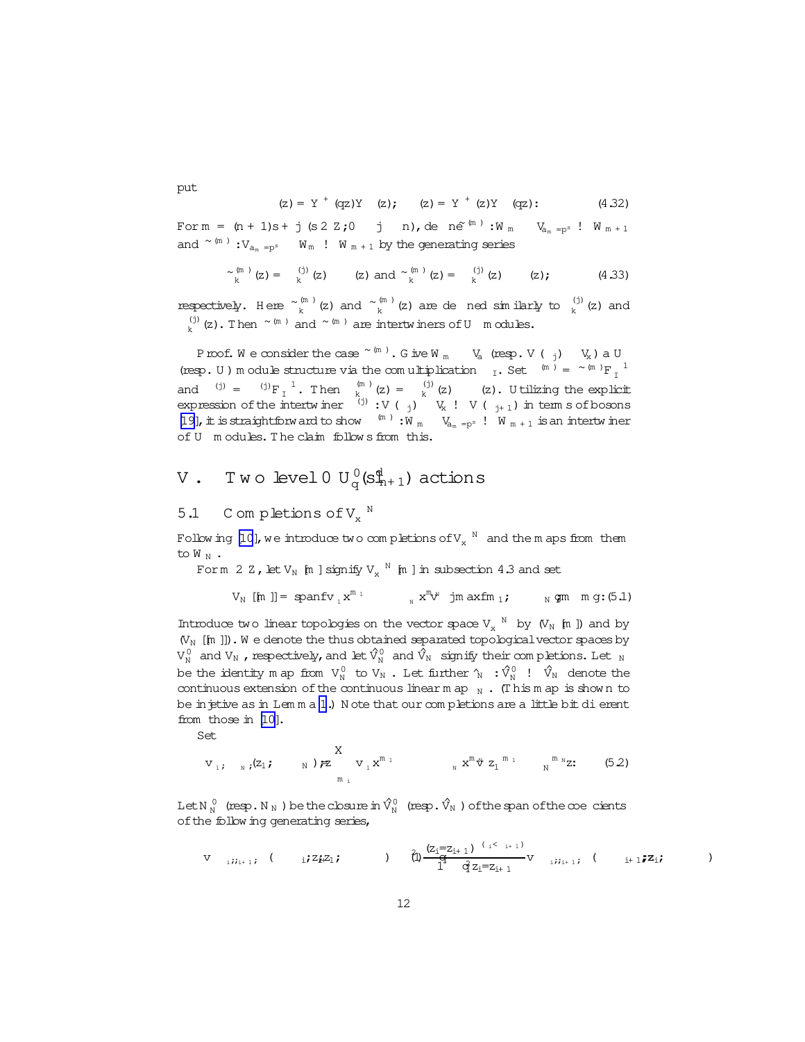put

$$\Phi(z) = Y^{+}(qz)Y^{-}(z); \qquad \Psi(z) = Y^{+}(z)Y^{-}(qz): \tag{4.32}$$

For $m = (n+1)s + j$ $(s \in \mathbb{Z}; 0 \le j \le n)$, define $\tilde{\Phi}^{(m)} : W_m \otimes V_{a_m = p^s} \to W_{m+1}$ and $\tilde{\Psi}^{(m)} : V_{a_m = p^s} \otimes W_m \to W_{m+1}$ by the generating series

$$\tilde{\Phi}^{(m)}_k(z) = \Phi^{(j)}_k(z) \otimes \Phi(z) \text{ and } \tilde{\Psi}^{(m)}_k(z) = \Psi^{(j)}_k(z) \otimes \Psi(z); \tag{4.33}$$

respectively. Here $\tilde{\Phi}^{(m)}_k(z)$ and $\tilde{\Psi}^{(m)}_k(z)$ are defined similarly to $\Phi^{(j)}_k(z)$ and $\Psi^{(j)}_k(z)$. Then $\tilde{\Phi}^{(m)}$ and $\tilde{\Psi}^{(m)}$ are intertwiners of $U'$ modules.

Proof. We consider the case $\tilde{\Phi}^{(m)}$. Give $W_m \otimes V_a$ (resp. $V(\Lambda_j) \otimes V_x$) a $U'$ (resp. $U$) module structure via the comultiplication $\Delta_I$. Set $\Phi^{(m)} = \tilde{\Phi}^{(m)} F_I^{-1}$ and $\Phi^{(j)} = \Phi^{(j)} F_I^{-1}$. Then $\Phi^{(m)}_k(z) = \Phi^{(j)}_k(z) \otimes \Phi(z)$. Utilizing the explicit expression of the intertwiner $\Phi^{(j)} : V(\Lambda_j) \otimes V_x \to V(\Lambda_{j+1})$ in terms of bosons [19], it is straightforward to show $\Phi^{(m)} : W_m \otimes V_{a_m = p^s} \to W_{m+1}$ is an intertwiner of $U'$ modules. The claim follows from this.

# V. Two level 0 $U_q^0(\widehat{sl}_{n+1})$ actions

## 5.1 Completions of $V_x^{\otimes N}$

Following [10], we introduce two completions of $V_x^{\otimes N}$ and the maps from them to $W_N$.

For $m \in \mathbb{Z}$, let $V_N[m]$ signify $V_x^{\otimes N}[m]$ in subsection 4.3 and set

$$V_N[[m]] = \mathrm{span}\{v_{\epsilon_1} x^{m_1} \otimes \cdots \otimes v_{\epsilon_N} x^{m_N} \,|\, m \le \max\{m_1, \cdots, m_N\}\}: \tag{5.1}$$

Introduce two linear topologies on the vector space $V_x^{\otimes N}$ by $(V_N[m])$ and by $(V_N[[m]])$. We denote the thus obtained separated topological vector spaces by $V_N^0$ and $V_N$, respectively, and let $\hat{V}_N^0$ and $\hat{V}_N$ signify their completions. Let $\iota_N$ be the identity map from $V_N^0$ to $V_N$. Let further $\hat{\iota}_N : \hat{V}_N^0 \to \hat{V}_N$ denote the continuous extension of the continuous linear map $\iota_N$. (This map is shown to be injective as in Lemma 1.) Note that our completions are a little bit different from those in [10].

Set

$$v_{\epsilon_1, \cdots, \epsilon_N}(z_1; \cdots, z_N) = \sum_{m_i} v_{\epsilon_1} x^{m_1} \otimes \cdots \otimes v_{\epsilon_N} x^{m_N} z_1^{-m_1} \cdots z_N^{-m_N}: \tag{5.2}$$

Let $N_N^0$ (resp. $N_N$) be the closure in $\hat{V}_N^0$ (resp. $\hat{V}_N$) of the span of the coefficients of the following generating series,

$$v_{\cdots \epsilon_i, \epsilon_{i+1} \cdots}(\cdots, z_i, z_{i+1}, \cdots) - (-1)^{\cdots} \frac{(z_i/z_{i+1})^{(\epsilon_i < \epsilon_{i+1})}}{1 - q^2 z_i/z_{i+1}} \cdots v_{\cdots \epsilon_i, \epsilon_{i+1} \cdots}(\cdots, z_{i+1}, z_i, \cdots)$$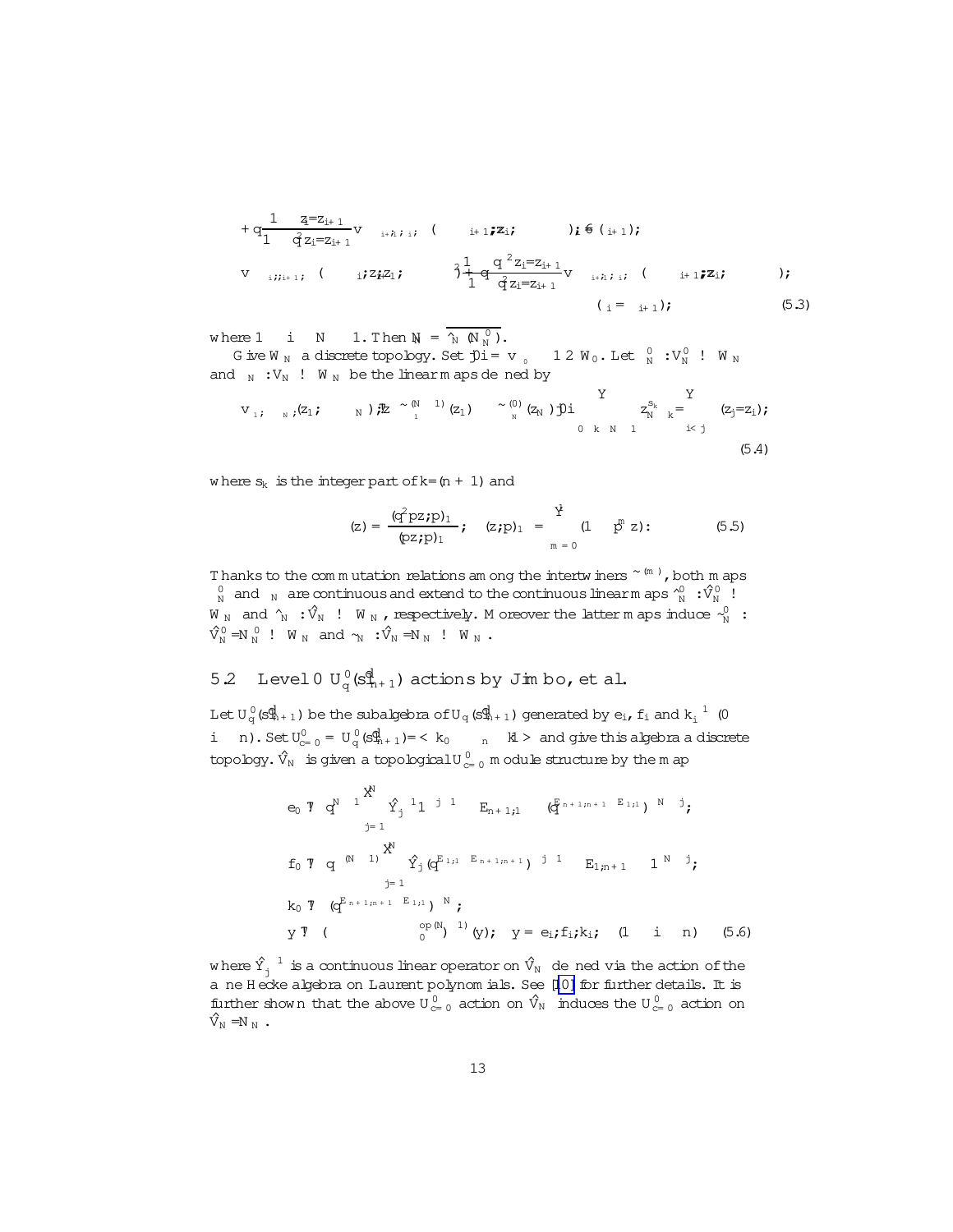$$
+ q\frac{1 - z_i/z_{i+1}}{1 - q^2 z_i/z_{i+1}} v_{\epsilon_1, \ldots, \epsilon_{i+1}, \epsilon_i, \ldots, \epsilon_N}(\ldots, z_{i+1}, z_i, \ldots), \quad (\epsilon_i \neq \epsilon_{i+1});
$$

$$
v_{\ldots, \epsilon_i, \epsilon_{i+1}, \ldots}(\ldots, z_i, z_{i+1}, \ldots) - \frac{1 - q^{-2} z_i/z_{i+1}}{1 - q^2 z_i/z_{i+1}} v_{\ldots, \epsilon_{i+1}, \epsilon_i, \ldots}(\ldots, z_{i+1}, z_i, \ldots), \quad (\epsilon_i = \epsilon_{i+1}); \tag{5.3}
$$

where $1 \leq i \leq N - 1$. Then $\hat{N}_N = \overline{\hat{\iota}_N (N_N^0)}$.

Give $W_N$ a discrete topology. Set $|0\rangle = v_{\epsilon_0} \otimes 1 \in W_0$. Let $\iota_N^0 : V_N^0 \to W_N$ and $\iota_N : V_N \to W_N$ be the linear maps defined by

$$
v_{\epsilon_1, \ldots, \epsilon_N}(z_1, \ldots, z_N) \mapsto \tilde{\Phi}^{(N-1)}_{\epsilon_1}(z_1) \cdots \tilde{\Phi}^{(0)}_{\epsilon_N}(z_N)|0\rangle \prod_{0 \leq k \leq N-1} z_{N-k}^{s_k} \prod_{i<j} \theta(z_j/z_i), \tag{5.4}
$$

where $s_k$ is the integer part of $k/(n+1)$ and

$$
\theta(z) = \frac{(q^2 p z; p)_\infty}{(pz; p)_\infty}, \quad (z; p)_\infty = \prod_{m=0}^{\infty}(1 - p^m z). \tag{5.5}
$$

Thanks to the commutation relations among the intertwiners $\tilde{\Phi}^{(m)}$, both maps $\iota_N^0$ and $\iota_N$ are continuous and extend to the continuous linear maps $\hat{\iota}_N^0 : \hat{V}_N^0 \to W_N$ and $\hat{\iota}_N : \hat{V}_N \to W_N$, respectively. Moreover the latter maps induce $\tilde{\iota}_N^0 : \hat{V}_N^0/N_N^0 \to W_N$ and $\tilde{\iota}_N : \hat{V}_N/N_N \to W_N$.

## 5.2 Level 0 $U_q^0(\widehat{sl}_{n+1})$ actions by Jimbo, et al.

Let $U_q^0(\widehat{sl}_{n+1})$ be the subalgebra of $U_q(\widehat{sl}_{n+1})$ generated by $e_i$, $f_i$ and $k_i^{\pm 1}$ $(0 \leq i \leq n)$. Set $U_{c=0}^0 = U_q^0(\widehat{sl}_{n+1})/ < k_0 \cdots k_n - 1 >$ and give this algebra a discrete topology. $\hat{V}_N$ is given a topological $U_{c=0}^0$ module structure by the map

$$
\begin{aligned}
e_0 &\mapsto q^{N-1} \sum_{j=1}^{N} \hat{Y}_j^{-1} 1^{\otimes j-1} \otimes E_{n+1,1} \otimes (q^{E_{n+1,n+1} - E_{1,1}})^{\otimes N-j}, \\
f_0 &\mapsto q^{-(N-1)} \sum_{j=1}^{N} \hat{Y}_j (q^{E_{1,1} - E_{n+1,n+1}})^{\otimes j-1} \otimes E_{1,n+1} \otimes 1^{\otimes N-j}, \\
k_0 &\mapsto (q^{E_{n+1,n+1} - E_{1,1}})^{\otimes N}, \\
y &\mapsto (\Delta_0^{op(N)} \otimes 1)(y), \quad y = e_i, f_i, k_i, \quad (1 \leq i \leq n)
\end{aligned} \tag{5.6}
$$

where $\hat{Y}_j^{\pm 1}$ is a continuous linear operator on $\hat{V}_N$ defined via the action of the affine Hecke algebra on Laurent polynomials. See [10] for further details. It is further shown that the above $U_{c=0}^0$ action on $\hat{V}_N$ induces the $U_{c=0}^0$ action on $\hat{V}_N/N_N$.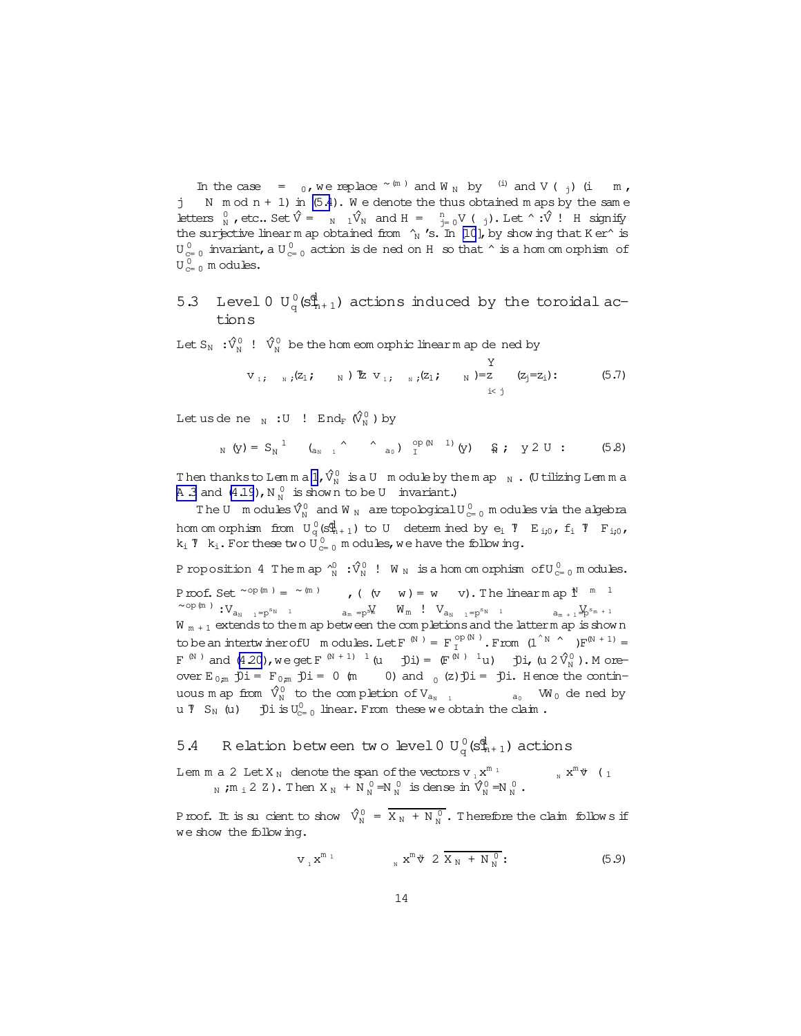In the case $\Lambda = \Lambda_0$, we replace $\tilde{\Phi}^{(m)}$ and $W_N$ by $\Phi^{(i)}$ and $V(\Lambda_j)$ ($i \equiv m$, $j \equiv N \mod n+1$) in (5.4). We denote the thus obtained maps by the same letters $\hat{\Phi}^0_N$, etc.. Set $\hat{V} = \oplus_{N \geq 1} \hat{V}_N$ and $H = \oplus_{j=0}^{n} V(\Lambda_j)$. Let $\hat{\Phi} : \hat{V} \to H$ signify the surjective linear map obtained from $\hat{\Phi}_N$'s. In [10], by showing that $\mathrm{Ker}\,\hat{\Phi}$ is $U^0_{c=0}$ invariant, a $U^0_{c=0}$ action is defined on $H$ so that $\hat{\Phi}$ is a homomorphism of $U^0_{c=0}$ modules.

## 5.3 Level 0 $U^0_q(\hat{sl}_{n+1})$ actions induced by the toroidal actions

Let $S_N : \hat{V}^0_N \to \hat{V}^0_N$ be the homeomorphic linear map defined by

$$v_{\epsilon_1, \cdots, \epsilon_N}(z_1, \cdots, z_N) \mapsto v_{\epsilon_1, \cdots, \epsilon_N}(z_1, \cdots, z_N) / \prod_{i<j} \theta(z_j/z_i). \tag{5.7}$$

Let us define $\rho_N : U \to \mathrm{End}_F(\hat{V}^0_N)$ by

$$\rho_N(y) = S_N^{-1} \circ (\rho_{a_{N-1}} \hat{\otimes} \cdots \hat{\otimes} \rho_{a_0}) \circ \Delta_I^{op(N-1)}(y) \circ S_N, \quad y \in U. \tag{5.8}$$

Then thanks to Lemma 1, $\hat{V}^0_N$ is a $U$ module by the map $\rho_N$. (Utilizing Lemma A.3 and (4.19), $N^0_N$ is shown to be $U$ invariant.)

The $U$ modules $\hat{V}^0_N$ and $W_N$ are topological $U^0_{c=0}$ modules via the algebra homomorphism from $U^0_q(\hat{sl}_{n+1})$ to $U$ determined by $e_i \mapsto E_{i,0}$, $f_i \mapsto F_{i,0}$, $k_i \mapsto k_i$. For these two $U^0_{c=0}$ modules, we have the following.

**Proposition 4** *The map $\hat{\Phi}^0_N : \hat{V}^0_N \to W_N$ is a homomorphism of $U^0_{c=0}$ modules.*

*Proof.* Set $\tilde{\Phi}^{op(m)} = \tilde{\Phi}^{(m)} \circ \sigma$, ($\sigma(v \otimes w) = w \otimes v$). The linear map $1^{N-m-1} \otimes \tilde{\Phi}^{op(m)} : V_{a_{N-1}=p^{s_{N-1}}} \otimes \cdots \otimes V_{a_m=p^{s_m}} \otimes W_m \to V_{a_{N-1}=p^{s_{N-1}}} \otimes \cdots \otimes V_{a_{m+1}=p^{s_{m+1}}} \otimes W_{m+1}$ extends to the map between the completions and the latter map is shown to be an intertwiner of $U$ modules. Let $F^{(N)} = F_I^{op(N)}$. From $(1^{\hat{\otimes} N} \hat{\otimes} \Delta)F^{(N+1)} = F^{(N)}$ and (4.20), we get $F^{(N+1)-1}(u \otimes |0\rangle) = (F^{(N)-1}u) \otimes |0\rangle$, $(u \in \hat{V}^0_N)$. Moreover $E_{0,m}|0\rangle = F_{0,m}|0\rangle = 0$ $(m \neq 0)$ and $\theta_0(z)|0\rangle = |0\rangle$. Hence the continuous map from $\hat{V}^0_N$ to the completion of $V_{a_{N-1}} \otimes \cdots \otimes V_{a_0} \otimes W_0$ defined by $u \mapsto S_N(u) \otimes |0\rangle$ is $U^0_{c=0}$ linear. From these we obtain the claim. $\square$

## 5.4 Relation between two level 0 $U^0_q(\hat{sl}_{n+1})$ actions

**Lemma 2** *Let $X_N$ denote the span of the vectors $v_{\epsilon_1}x^{m_1} \otimes \cdots \otimes v_{\epsilon_N}x^{m_N}$ ($1 \leq \epsilon_1 \leq \cdots \leq \epsilon_N$; $m_i \in \mathbb{Z}$). Then $X_N + N^0_N/N^0_N$ is dense in $\hat{V}^0_N/N^0_N$.*

*Proof.* It is sufficient to show $\hat{V}^0_N = \overline{X_N + N^0_N}$. Therefore the claim follows if we show the following.

$$v_{\epsilon_1}x^{m_1} \otimes \cdots \otimes v_{\epsilon_N}x^{m_N} \in \overline{X_N + N^0_N}. \tag{5.9}$$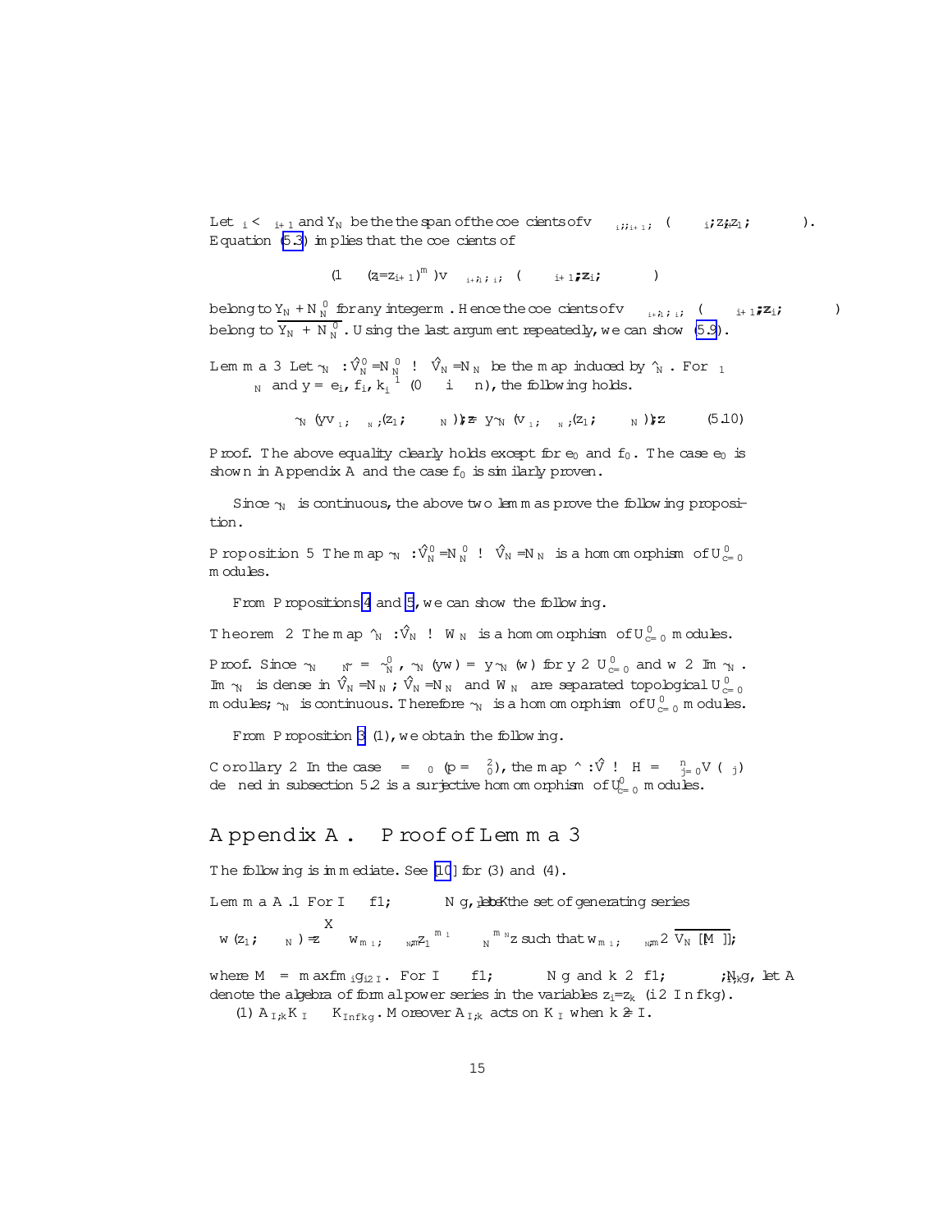Let $\lambda_i < \lambda_{i+1}$ and $Y_N$ be the the span of the coefficients of $v_{\lambda_i;\lambda_{i+1};\ldots}(\ldots_i;z_i;z_1;\ldots)$. Equation (5.3) implies that the coefficients of

$$(1 - (z_i/z_{i+1})^m) v_{\lambda_{i+1};\lambda_i;\ldots}(\ldots_{i+1};z_i;\ldots)$$

belong to $Y_N + N_N^0$ for any integer $m$. Hence the coefficients of $v_{\lambda_{i+1};\lambda_i;\ldots}(\ldots_{i+1};z_i;\ldots)$ belong to $\overline{Y_N + N_N^0}$. Using the last argument repeatedly, we can show (5.9).

**Lemma 3** Let $\tilde{\ }_N : \hat{V}_N^0 / N_N^0 \to \hat{V}_N / N_N$ be the map induced by $\hat{\ }_N$. For $\lambda_1 \ldots \lambda_N$ and $y = e_i, f_i, k_i^{-1}$ $(0 \leq i \leq n)$, the following holds.

$$\tilde{\ }_N (y v_{\lambda_1;\ldots\lambda_N;}(z_1;\ldots_N))|_{z} = y \tilde{\ }_N (v_{\lambda_1;\ldots\lambda_N;}(z_1;\ldots_N))|_{z} \qquad (5.10)$$

*Proof.* The above equality clearly holds except for $e_0$ and $f_0$. The case $e_0$ is shown in Appendix A and the case $f_0$ is similarly proven.

Since $\tilde{\ }_N$ is continuous, the above two lemmas prove the following proposition.

**Proposition 5** The map $\tilde{\ }_N : \hat{V}_N^0 / N_N^0 \to \hat{V}_N / N_N$ is a homomorphism of $U^0_{c=0}$ modules.

From Propositions 4 and 5, we can show the following.

**Theorem 2** The map $\hat{\ }_N : \hat{V}_N \to W_N$ is a homomorphism of $U^0_{c=0}$ modules.

*Proof.* Since $\tilde{\ }_N \circ \tilde{\ }_N = \tilde{\ }_N^0$, $\tilde{\ }_N (yw) = y \tilde{\ }_N (w)$ for $y \in U^0_{c=0}$ and $w \in \mathrm{Im}\, \tilde{\ }_N$. $\mathrm{Im}\, \tilde{\ }_N$ is dense in $\hat{V}_N / N_N$; $\hat{V}_N / N_N$ and $W_N$ are separated topological $U^0_{c=0}$ modules; $\tilde{\ }_N$ is continuous. Therefore $\tilde{\ }_N$ is a homomorphism of $U^0_{c=0}$ modules.

From Proposition 3 (1), we obtain the following.

**Corollary 2** In the case $\ldots = \ldots_0$ $(p = \ldots_0^2)$, the map $\hat{\ } : \hat{V} \to H = \bigoplus_{j=0}^{n} V(\ldots_j)$ defined in subsection 5.2 is a surjective homomorphism of $U^0_{c=0}$ modules.

## Appendix A. Proof of Lemma 3

The following is immediate. See [10] for (3) and (4).

**Lemma A.1** For $I \subset \{1;\ldots N\}$, let $K_I$ be the set of generating series

$$w(z_1;\ldots_N) = \sum w_{m_1;\ldots_N m} z_1^{m_1} \ldots_N^{m_N} z \text{ such that } w_{m_1;\ldots_N m} \in \overline{V_N [[M]]};$$

where $M = \max\{m_i\}_{i \in I}$. For $I \subset \{1;\ldots N\}$ and $k \in \{1;\ldots;N\}$, let $A_{I;k}$ denote the algebra of formal power series in the variables $z_i / z_k$ $(i \in I \setminus \{k\})$.

(1) $A_{I;k} K_I \subset K_{I \setminus \{k\}}$. Moreover $A_{I;k}$ acts on $K_I$ when $k \notin I$.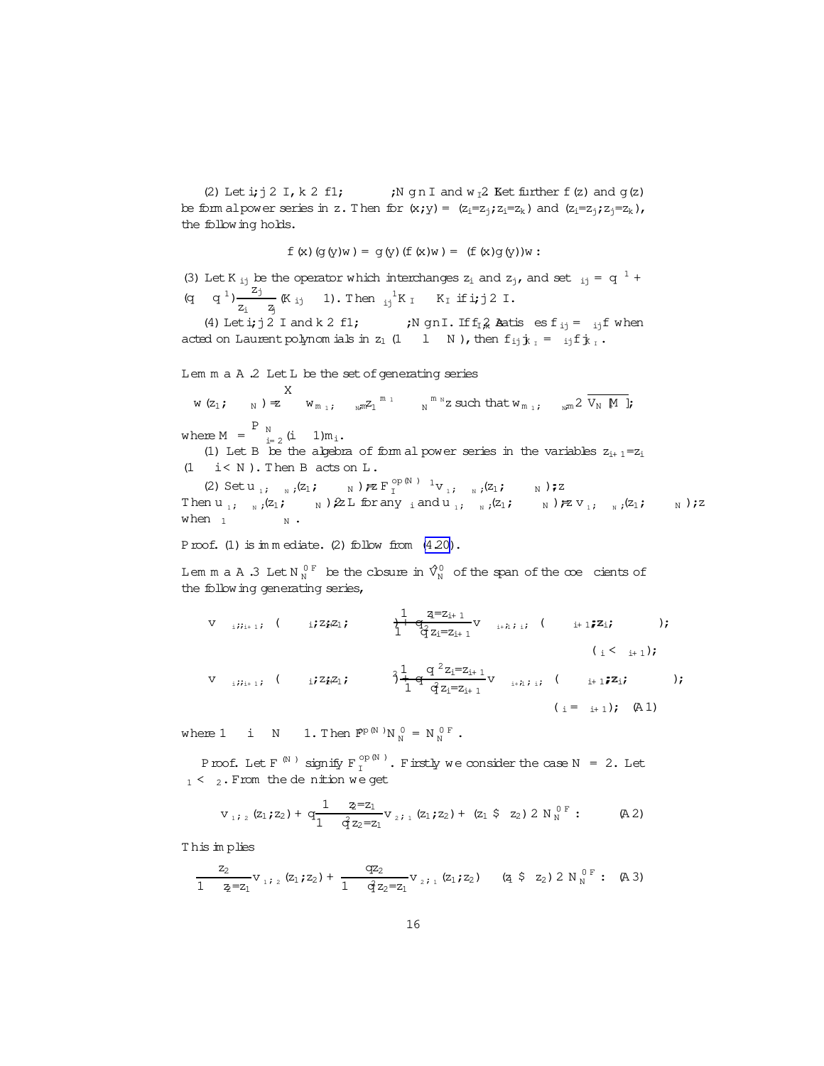(2) Let $i,j \in I$, $k \in \{1,\ldots,N\} \setminus I$ and $w_I \in \mathcal{L}$. Let further $f(z)$ and $g(z)$ be formal power series in $z$. Then for $(x,y) = (z_i/z_j, z_i/z_k)$ and $(z_i/z_j, z_j/z_k)$, the following holds.

$$f(x)(g(y)w) = g(y)(f(x)w) = (f(x)g(y))w.$$

(3) Let $K_{ij}$ be the operator which interchanges $z_i$ and $z_j$, and set $\sigma_{ij} = q^{-1} + (q - q^{-1})\frac{z_j}{z_i - z_j}(K_{ij} - 1)$. Then $\sigma_{ij}^{-1} K_I \equiv K_I$ if $i,j \in I$.

(4) Let $i,j \in I$ and $k \in \{1,\ldots,N\} \setminus I$. If $f_{I,k}$ satisfies $f\sigma_{ij} = \sigma_{ij} f$ when acted on Laurent polynomials in $z_l$ $(1 \le l \le N)$, then $f\sigma_{ij}|_{K_I} = \sigma_{ij} f|_{K_I}$.

**Lemma A.2** Let $L$ be the set of generating series

$$w(z_1,\ldots,z_N) = z^{\Delta} \sum w_{m_1,\ldots,m_N} z_1^{m_1} \cdots z_N^{m_N} z \text{ such that } w_{m_1,\ldots,m_N} \in \overline{V_N[M]},$$

where $M = \sum_{i=2}^{N} (i-1) m_i$.

(1) Let $B$ be the algebra of formal power series in the variables $z_{i+1}/z_i$ $(1 \le i < N)$. Then $B$ acts on $L$.

(2) Set $u_{\epsilon_1,\ldots,\epsilon_N}(z_1,\ldots,z_N) = z^{\Delta} F_I^{\mathrm{op}(N)\,-1} v_{\epsilon_1,\ldots,\epsilon_N}(z_1,\ldots,z_N) z^{-\Delta}$. Then $u_{\epsilon_1,\ldots,\epsilon_N}(z_1,\ldots,z_N) \in L$ for any $\epsilon_i$ and $u_{\epsilon_1,\ldots,\epsilon_N}(z_1,\ldots,z_N) = z^{\Delta} v_{\epsilon_1,\ldots,\epsilon_N}(z_1,\ldots,z_N) z^{-\Delta}$ when $\epsilon_1 \le \cdots \le \epsilon_N$.

Proof. (1) is immediate. (2) follow from (4.20).

**Lemma A.3** Let $N_N^{0F}$ be the closure in $\hat{V}_N^0$ of the span of the coefficients of the following generating series,

$$
\begin{aligned}
& v_{\cdots\epsilon_i,\epsilon_{i+1}\cdots}(\cdots z_i,z_{i+1}\cdots) + \frac{1 - z_i/z_{i+1}}{1 - q^2 z_i/z_{i+1}} v_{\cdots\epsilon_{i+1},\epsilon_i\cdots}(\cdots z_{i+1},z_i\cdots) \quad (\epsilon_i < \epsilon_{i+1}); \\
& v_{\cdots\epsilon_i,\epsilon_{i+1}\cdots}(\cdots z_i,z_{i+1}\cdots) + \frac{q^{-2} - q^{-2} z_i/z_{i+1}}{1 - q^{-2} z_i/z_{i+1}} v_{\cdots\epsilon_{i+1},\epsilon_i\cdots}(\cdots z_{i+1},z_i\cdots) \quad (\epsilon_i = \epsilon_{i+1}); \qquad (A1)
\end{aligned}
$$

where $1 \le i \le N-1$. Then $F^{\mathrm{op}(N)} N_N^0 = N_N^{0F}$.

Proof. Let $F^{(N)}$ signify $F_I^{\mathrm{op}(N)}$. Firstly we consider the case $N = 2$. Let $\epsilon_1 < \epsilon_2$. From the definition we get

$$v_{\epsilon_1,\epsilon_2}(z_1,z_2) + q\frac{1 - z_2/z_1}{1 - q^2 z_2/z_1} v_{\epsilon_2,\epsilon_1}(z_1,z_2) + (z_1 \leftrightarrow z_2) \in N_N^{0F}. \qquad (A2)$$

This implies

$$\frac{z_2}{1 - z_2/z_1} v_{\epsilon_1,\epsilon_2}(z_1,z_2) + \frac{q z_2}{1 - q^2 z_2/z_1} v_{\epsilon_2,\epsilon_1}(z_1,z_2) - (z_1 \leftrightarrow z_2) \in N_N^{0F}. \qquad (A3)$$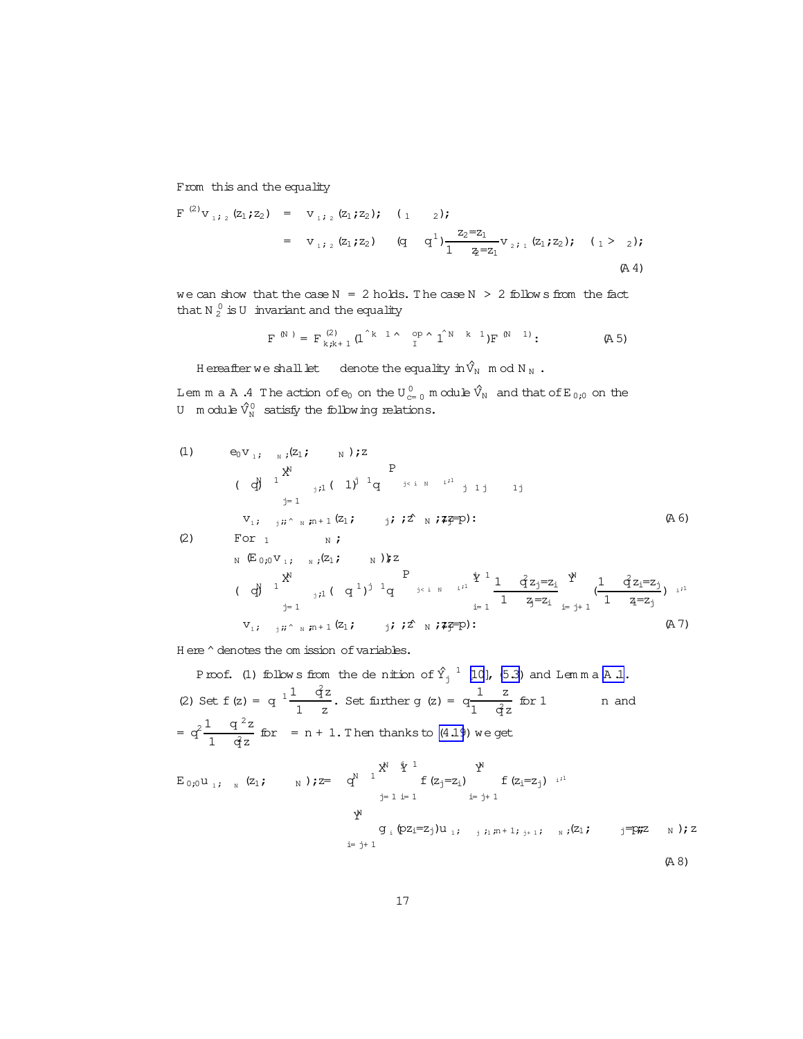From this and the equality

$$
\begin{aligned}
F^{(2)} v_{\epsilon_1,\epsilon_2}(z_1,z_2) &= v_{\epsilon_1,\epsilon_2}(z_1,z_2); \quad (\epsilon_1 \le \epsilon_2);\\
&= v_{\epsilon_1,\epsilon_2}(z_1,z_2) - (q - q^{-1})\frac{z_2/z_1}{1 - z_2/z_1} v_{\epsilon_2,\epsilon_1}(z_1,z_2); \quad (\epsilon_1 > \epsilon_2);
\end{aligned}
\tag{A.4}
$$

we can show that the case $N = 2$ holds. The case $N > 2$ follows from the fact that $N_2^0$ is $U$ invariant and the equality

$$
F^{(N)} = F^{(2)}_{k,k+1}(1^{\wedge k-1} \wedge \sigma^{op}_I \wedge 1^{\wedge N-k-1})F^{(N-1)}. \tag{A.5}
$$

Hereafter we shall let $\equiv$ denote the equality in $\hat{V}_N$ mod $N_N$.

**Lemma A.4** The action of $e_0$ on the $U^0_{c=0}$ module $\hat{V}_N$ and that of $E_{0,0}$ on the $U$ module $\hat{V}^0_N$ satisfy the following relations.

(1)
$$
\begin{aligned}
e_0 v_{\epsilon_1,\cdots,\epsilon_N}(z_1,\cdots,z_N)\rangle z \equiv\ & (-q)^{N-1}\sum_{j=1}^{N}\delta_{\epsilon_j,1}(-1)^{j-1}q^{\sum_{j<i\le N}\delta_{\epsilon_i,1}}\ldots\\
& v_{\epsilon_1,\cdots,\epsilon_{j-1},\hat{\epsilon}_j,\cdots,\epsilon_N,n+1}(z_1,\cdots,\hat{z}_j,\cdots,z_N,z z_j/p).
\end{aligned}
\tag{A.6}
$$

(2) For $1 \le \cdots \le N$,

$$
\begin{aligned}
\sigma_N(E_{0,0}v_{\epsilon_1,\cdots,\epsilon_N}(z_1,\cdots,z_N))\rangle z \equiv\ & (-q)^{N-1}\sum_{j=1}^{N}\delta_{\epsilon_j,1}(-q^{-1})^{j-1}q^{\sum_{j<i\le N}\delta_{\epsilon_i,1}}\prod_{i=1}^{j-1}\frac{1-q^2 z_j/z_i}{1-z_j/z_i}\prod_{i=j+1}^{N}\left(\frac{1-q^2 z_i/z_j}{1-z_i/z_j}\right)^{\delta_{\epsilon_i,1}}\\
& v_{\epsilon_1,\cdots,\hat{\epsilon}_j,\cdots,\epsilon_N,n+1}(z_1,\cdots,\hat{z}_j,\cdots,z_N,z z_j/p).
\end{aligned}
\tag{A.7}
$$

Here $\wedge$ denotes the omission of variables.

*Proof.* (1) follows from the definition of $\hat{Y}_j^{-1}$ [10], (5.3) and Lemma A.1.
(2) Set $f(z) = q^{-1}\dfrac{1-q^2 z}{1-z}$. Set further $g_\epsilon(z) = q\dfrac{1-z}{1-q^2 z}$ for $1 \le \epsilon \le n$ and $= q^2\dfrac{1-q^{-2}z}{1-q^2 z}$ for $\epsilon = n+1$. Then thanks to (4.19) we get

$$
\begin{aligned}
E_{0,0}u_{\epsilon_1,\cdots,\epsilon_N}(z_1,\cdots,z_N)\rangle z = q^{N-1}\sum_{j=1}^{N}\prod_{i=1}^{j-1}f(z_j/z_i)\prod_{i=j+1}^{N}f(z_i/z_j)^{\delta_{\epsilon_i,1}}\\
\prod_{i=j+1}^{N}g_{\epsilon_i}(pz_i/z_j)u_{\epsilon_1,\cdots,\epsilon_{j-1},n+1,\epsilon_{j+1},\cdots,\epsilon_N}(z_1,\cdots,z_j/p,\cdots,z_N)\rangle z
\end{aligned}
\tag{A.8}
$$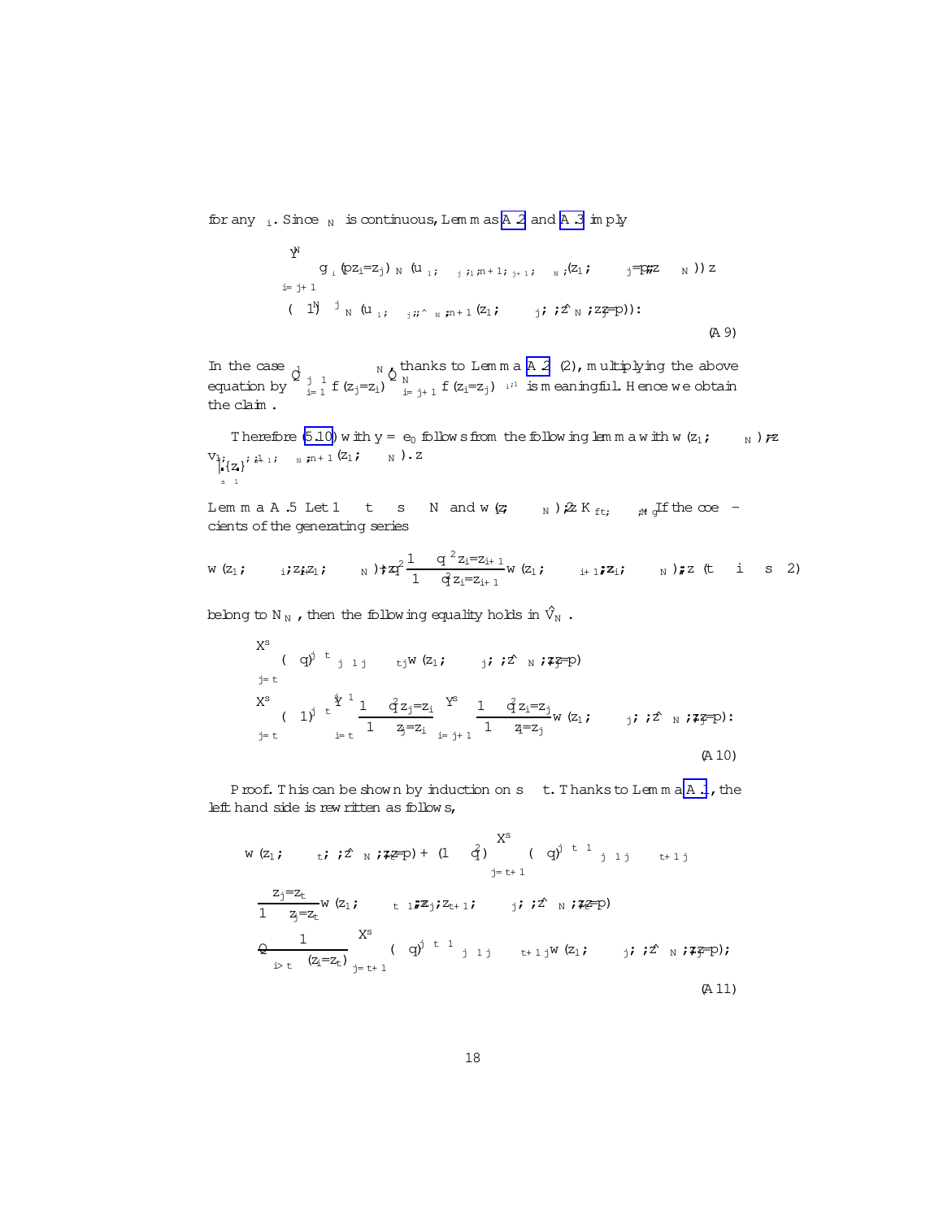for any $\lambda_i$. Since $\Phi_N$ is continuous, Lemmas A.2 and A.3 imply

$$\prod_{i=j+1}^{N} g_{\lambda_i}(pz_i/z_j)\,\Phi_N(u_{\lambda_1},\cdots,u_{\lambda_j},\iota_{1,n+1},u_{\lambda_{j+1}},\cdots,u_{\lambda_N};(z_1,\cdots,z_j/p,\cdots,z_N))$$
$$\to (-1)^{N-j}\,\Phi_N(u_{\lambda_1},\cdots,u_{\lambda_j},\cdots,\widehat{u_{\lambda_N}},\iota_{N,n+1}(z_1,\cdots,z_j,\cdots,\widehat{z_N},z_N/p)). \tag{A.9}$$

In the case $\prod_{i=1}^{j-1} f(z_j/z_i)\prod_{i=j+1}^{N} f(z_i/z_j)^{-1}$ thanks to Lemma A.2 (2), multiplying the above equation by $\prod_{i=1}^{j-1} f(z_j/z_i)\prod_{i=j+1}^{N} f(z_i/z_j)^{-1}$ is meaningful. Hence we obtain the claim.

Therefore (5.10) with $y = e_0$ follows from the following lemma with $w(z_1,\cdots,z_N) = v_{1,\{z_s\}_{s\ge 1}}$; $\iota_{1,1};\cdots,\iota_{N,n+1}(z_1,\cdots,z_N)$.

**Lemma A.5** Let $1\le t\le s\le N$ and $w(z_1,\cdots,z_N)\in K_{\{t,\cdots,N\}}$. If the coefficients of the generating series

$$w(z_1,\cdots,z_i,z_{i+1},\cdots,z_N) + q^2\frac{1-q^{-2}z_i/z_{i+1}}{1-q^2 z_i/z_{i+1}}w(z_1,\cdots,z_{i+1},z_i,\cdots,z_N)\quad (t\le i\le s-2)$$

belong to $N_N$, then the following equality holds in $\hat{V}_N$.

$$\sum_{j=t}^{s}(-q)^{j-t}\,\iota_{j-1,j}\cdots\iota_{t,j}\,w(z_1,\cdots,z_j,\cdots,\widehat{z_N},z_j/p)$$
$$\equiv \sum_{j=t}^{s}(-1)^{j-t}\prod_{i=t}^{j-1}\frac{1-q^2 z_j/z_i}{1-z_j/z_i}\prod_{i=j+1}^{s}\frac{1-q^2 z_i/z_j}{1-z_i/z_j}\,w(z_1,\cdots,z_j,\cdots,\widehat{z_N},z_j/p). \tag{A.10}$$

*Proof.* This can be shown by induction on $s-t$. Thanks to Lemma A.1, the left hand side is rewritten as follows,

$$w(z_1,\cdots,z_t,\cdots,\widehat{z_N},z_t/p) + (1-q^2)\sum_{j=t+1}^{s}(-q)^{j-t-1}\,\iota_{j-1,j}\cdots\iota_{t+1,j}$$
$$\frac{z_j/z_t}{1-z_j/z_t}w(z_1,\cdots,z_{t-1},z_j,z_{t+1},\cdots,z_j,\cdots,\widehat{z_N},z_t/p)$$
$$-\prod_{i>t}\frac{1}{(z_i/z_t)}\sum_{j=t+1}^{s}(-q)^{j-t-1}\,\iota_{j-1,j}\cdots\iota_{t+1,j}\,w(z_1,\cdots,z_j,\cdots,\widehat{z_N},z_j/p); \tag{A.11}$$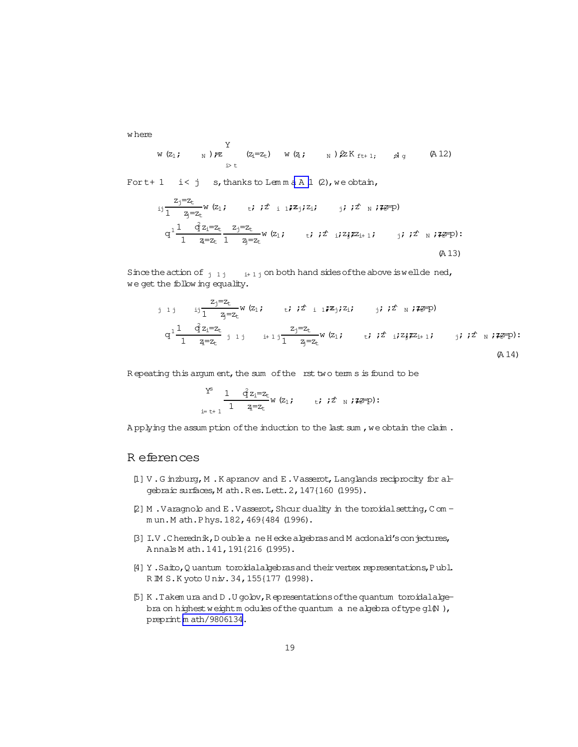where

$$w(z_1;\cdots;\epsilon_N) \mapsto z \prod_{i>t} (z_i/z_t) \quad w(z_1;\cdots;\epsilon_N) \in z K_{\{t+1;\cdots;N\}} \tag{A.12}$$

For $t+1 \le i < j \le s$, thanks to Lemma A.1 (2), we obtain,

$$\begin{aligned}
&\kappa_{ij} \frac{z_j/z_t}{1 - z_j/z_t} w(z_1;\cdots;\epsilon_t;\cdots;\hat{z}_{i-1};z_j;z_i;\cdots;\epsilon_j;\cdots;\hat{z}_N;z/p) \\
&= q^{-1} \frac{1 - q^2 z_i/z_t}{1 - z_i/z_t} \frac{z_j/z_t}{1 - z_j/z_t} w(z_1;\cdots;\epsilon_t;\cdots;\hat{z}_i;z_j;z_{i+1};\cdots;\epsilon_j;\cdots;\hat{z}_N;z/p):
\end{aligned} \tag{A.13}$$

Since the action of $\kappa_{j-1j}\cdots\kappa_{i+1j}$ on both hand sides of the above is well defined, we get the following equality.

$$\begin{aligned}
&\kappa_{j-1j}\cdots\kappa_{ij} \frac{z_j/z_t}{1 - z_j/z_t} w(z_1;\cdots;\epsilon_t;\cdots;\hat{z}_{i-1};z_j;z_i;\cdots;\epsilon_j;\cdots;\hat{z}_N;z/p) \\
&= q^{-1} \frac{1 - q^2 z_i/z_t}{1 - z_i/z_t} \kappa_{j-1j}\cdots\kappa_{i+1j} \frac{z_j/z_t}{1 - z_j/z_t} w(z_1;\cdots;\epsilon_t;\cdots;\hat{z}_i;z_j;z_{i+1};\cdots;\epsilon_j;\cdots;\hat{z}_N;z/p):
\end{aligned} \tag{A.14}$$

Repeating this argument, the sum of the first two terms is found to be

$$\prod_{i=t+1}^{s} \frac{1 - q^2 z_i/z_t}{1 - z_i/z_t} w(z_1;\cdots;\epsilon_t;\cdots;\hat{z}_N;z/p):$$

Applying the assumption of the induction to the last sum, we obtain the claim.

# References

[1] V. Ginzburg, M. Kapranov and E. Vasserot, Langlands reciprocity for algebraic surfaces, Math. Res. Lett. 2, 147–160 (1995).

[2] M. Varagnolo and E. Vasserot, Shcur duality in the toroidal setting, Commun. Math. Phys. 182, 469–484 (1996).

[3] I.V. Cherednik, Double affine Hecke algebras and Macdonald's conjectures, Annals Math. 141, 191–216 (1995).

[4] Y. Saito, Quantum toroidal algebras and their vertex representations, Publ. RIMS. Kyoto Univ. 34, 155–177 (1998).

[5] K. Takemura and D. Ugolov, Representations of the quantum toroidal algebra on highest weight modules of the quantum affine algebra of type $gl(N)$, preprint math/9806134.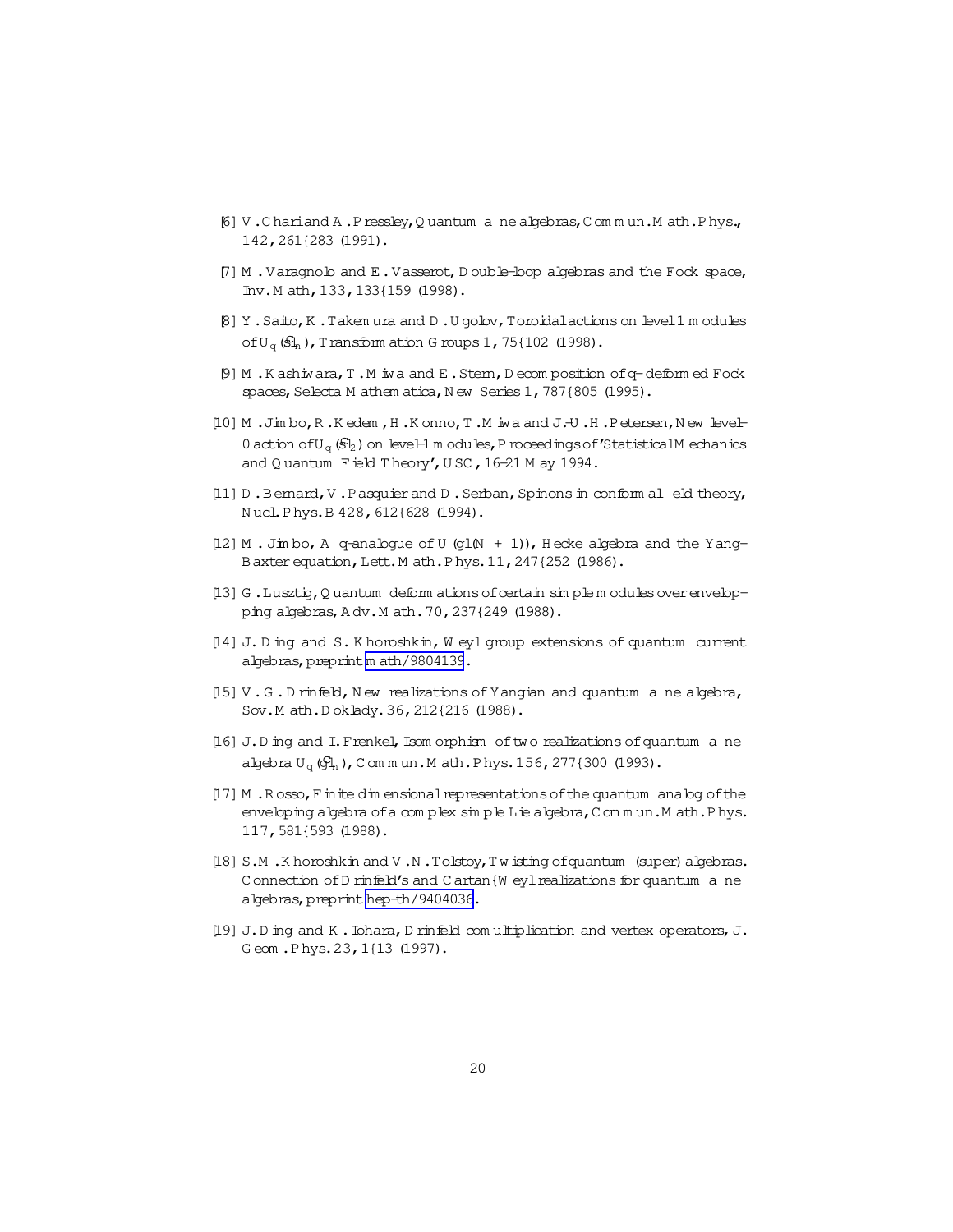[6] V. Chari and A. Pressley, Quantum affine algebras, Commun. Math. Phys., 142, 261–283 (1991).

[7] M. Varagnolo and E. Vasserot, Double-loop algebras and the Fock space, Inv. Math, 133, 133–159 (1998).

[8] Y. Saito, K. Takemura and D. Uglov, Toroidal actions on level 1 modules of $U_q(\widehat{sl}_n)$, Transformation Groups 1, 75–102 (1998).

[9] M. Kashiwara, T. Miwa and E. Stern, Decomposition of q-deformed Fock spaces, Selecta Mathematica, New Series 1, 787–805 (1995).

[10] M. Jimbo, R. Kedem, H. Konno, T. Miwa and J.-U. H. Petersen, New level-0 action of $U_q(\widehat{sl}_2)$ on level-1 modules, Proceedings of 'Statistical Mechanics and Quantum Field Theory', USC, 16-21 May 1994.

[11] D. Bernard, V. Pasquier and D. Serban, Spinons in conformal field theory, Nucl. Phys. B 428, 612–628 (1994).

[12] M. Jimbo, A q-analogue of $U(gl(N+1))$, Hecke algebra and the Yang-Baxter equation, Lett. Math. Phys. 11, 247–252 (1986).

[13] G. Lusztig, Quantum deformations of certain simple modules over enveloping algebras, Adv. Math. 70, 237–249 (1988).

[14] J. Ding and S. Khoroshkin, Weyl group extensions of quantum current algebras, preprint math/9804139.

[15] V. G. Drinfeld, New realizations of Yangian and quantum affine algebra, Sov. Math. Doklady. 36, 212–216 (1988).

[16] J. Ding and I. Frenkel, Isomorphism of two realizations of quantum affine algebra $U_q(\widehat{gl}_n)$, Commun. Math. Phys. 156, 277–300 (1993).

[17] M. Rosso, Finite dimensional representations of the quantum analog of the enveloping algebra of a complex simple Lie algebra, Commun. Math. Phys. 117, 581–593 (1988).

[18] S.M. Khoroshkin and V.N. Tolstoy, Twisting of quantum (super) algebras. Connection of Drinfeld's and Cartan–Weyl realizations for quantum affine algebras, preprint hep-th/9404036.

[19] J. Ding and K. Iohara, Drinfeld comultiplication and vertex operators, J. Geom. Phys. 23, 1–13 (1997).